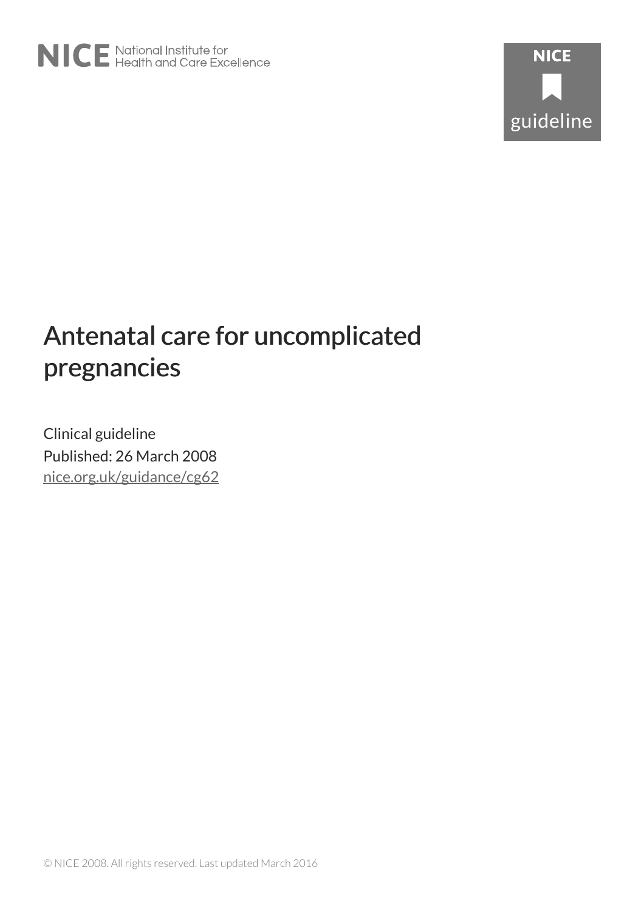NICE National Institute for Health and Care Excellence

NICE guideline

# Antenatal care for uncomplicated pregnancies

Clinical guideline

Published: 26 March 2008

nice.org.uk/guidance/cg62

© NICE 2008. All rights reserved. Last updated March 2016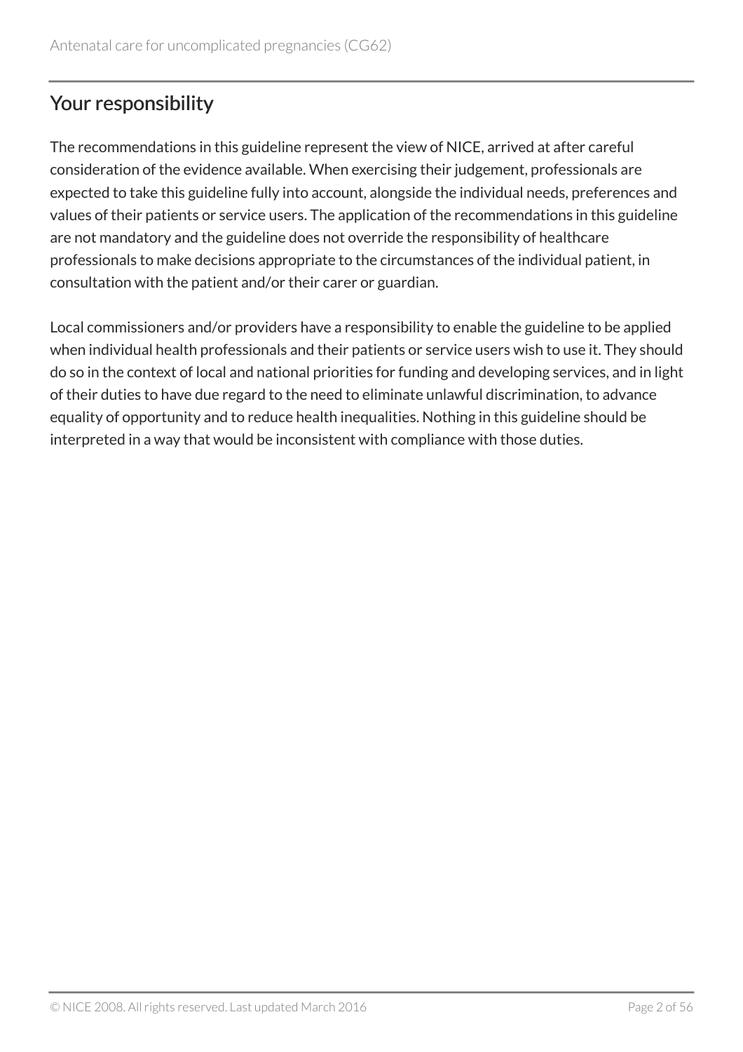## Your responsibility

The recommendations in this guideline represent the view of NICE, arrived at after careful consideration of the evidence available. When exercising their judgement, professionals are expected to take this guideline fully into account, alongside the individual needs, preferences and values of their patients or service users. The application of the recommendations in this guideline are not mandatory and the guideline does not override the responsibility of healthcare professionals to make decisions appropriate to the circumstances of the individual patient, in consultation with the patient and/or their carer or guardian.

Local commissioners and/or providers have a responsibility to enable the guideline to be applied when individual health professionals and their patients or service users wish to use it. They should do so in the context of local and national priorities for funding and developing services, and in light of their duties to have due regard to the need to eliminate unlawful discrimination, to advance equality of opportunity and to reduce health inequalities. Nothing in this guideline should be interpreted in a way that would be inconsistent with compliance with those duties.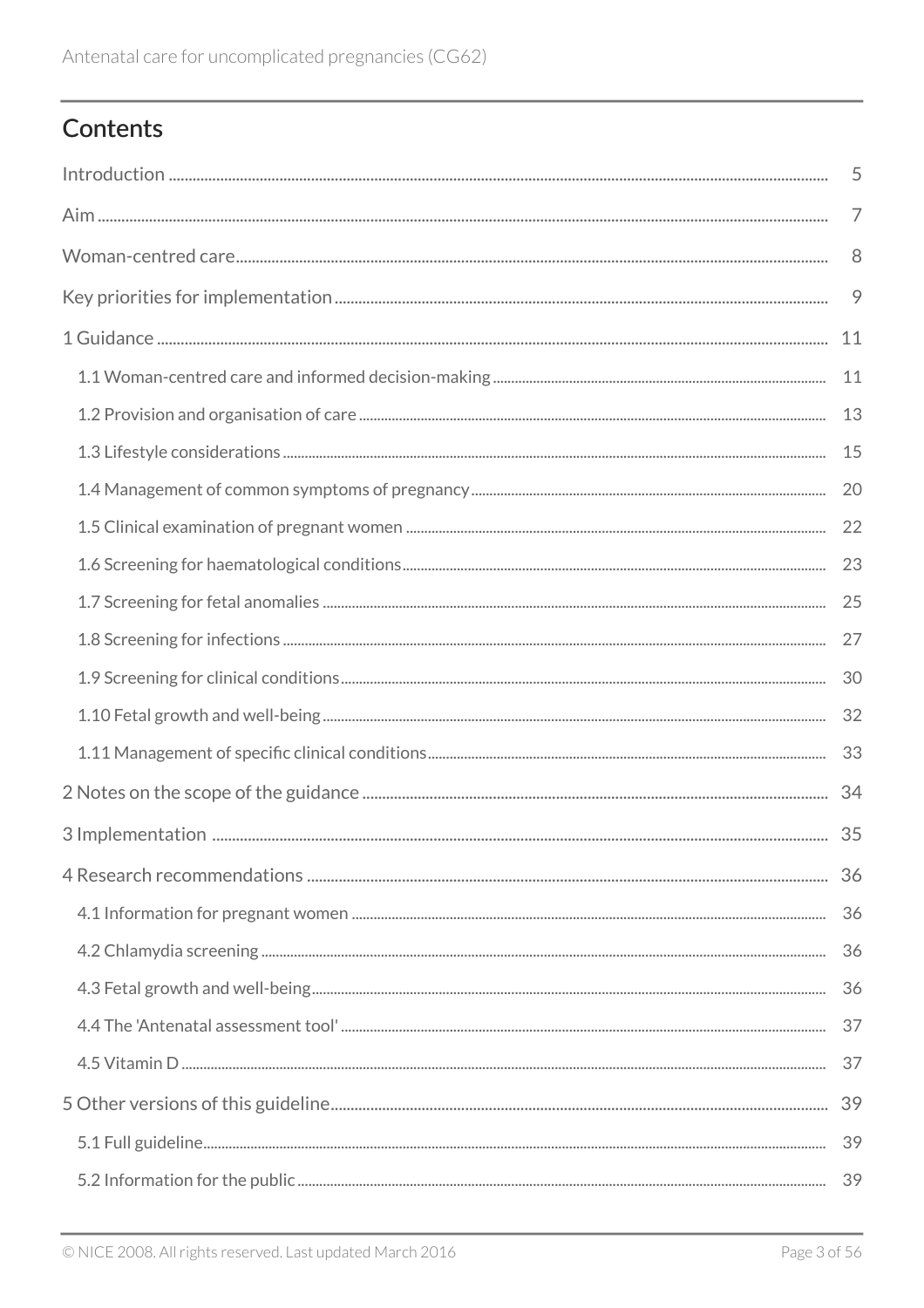## Contents

Introduction ..... 5

Aim ..... 7

Woman-centred care ..... 8

Key priorities for implementation ..... 9

1 Guidance ..... 11

- 1.1 Woman-centred care and informed decision-making ..... 11
- 1.2 Provision and organisation of care ..... 13
- 1.3 Lifestyle considerations ..... 15
- 1.4 Management of common symptoms of pregnancy ..... 20
- 1.5 Clinical examination of pregnant women ..... 22
- 1.6 Screening for haematological conditions ..... 23
- 1.7 Screening for fetal anomalies ..... 25
- 1.8 Screening for infections ..... 27
- 1.9 Screening for clinical conditions ..... 30
- 1.10 Fetal growth and well-being ..... 32
- 1.11 Management of specific clinical conditions ..... 33

2 Notes on the scope of the guidance ..... 34

3 Implementation ..... 35

4 Research recommendations ..... 36

- 4.1 Information for pregnant women ..... 36
- 4.2 Chlamydia screening ..... 36
- 4.3 Fetal growth and well-being ..... 36
- 4.4 The 'Antenatal assessment tool' ..... 37
- 4.5 Vitamin D ..... 37

5 Other versions of this guideline ..... 39

- 5.1 Full guideline ..... 39
- 5.2 Information for the public ..... 39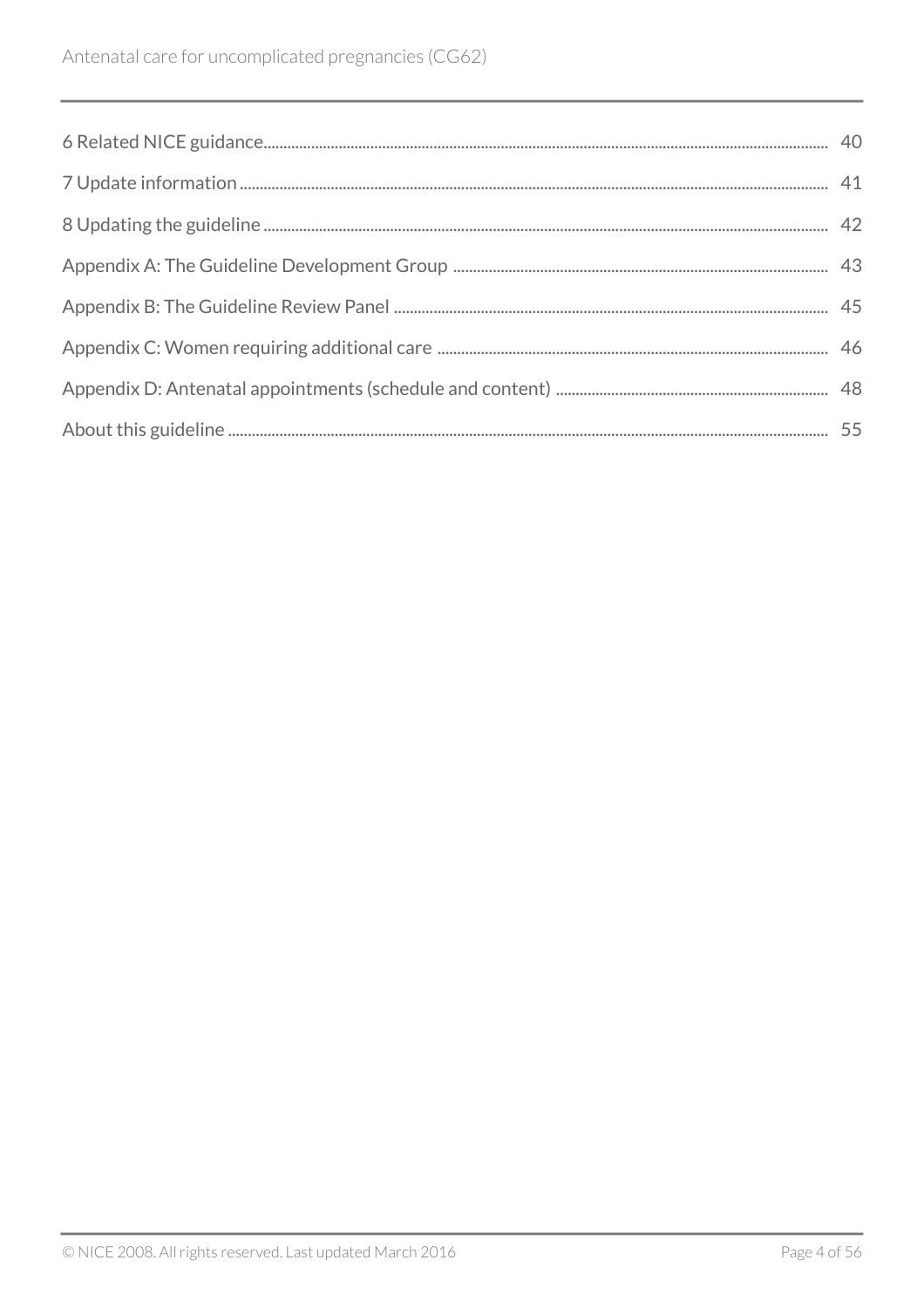6 Related NICE guidance 40

7 Update information 41

8 Updating the guideline 42

Appendix A: The Guideline Development Group 43

Appendix B: The Guideline Review Panel 45

Appendix C: Women requiring additional care 46

Appendix D: Antenatal appointments (schedule and content) 48

About this guideline 55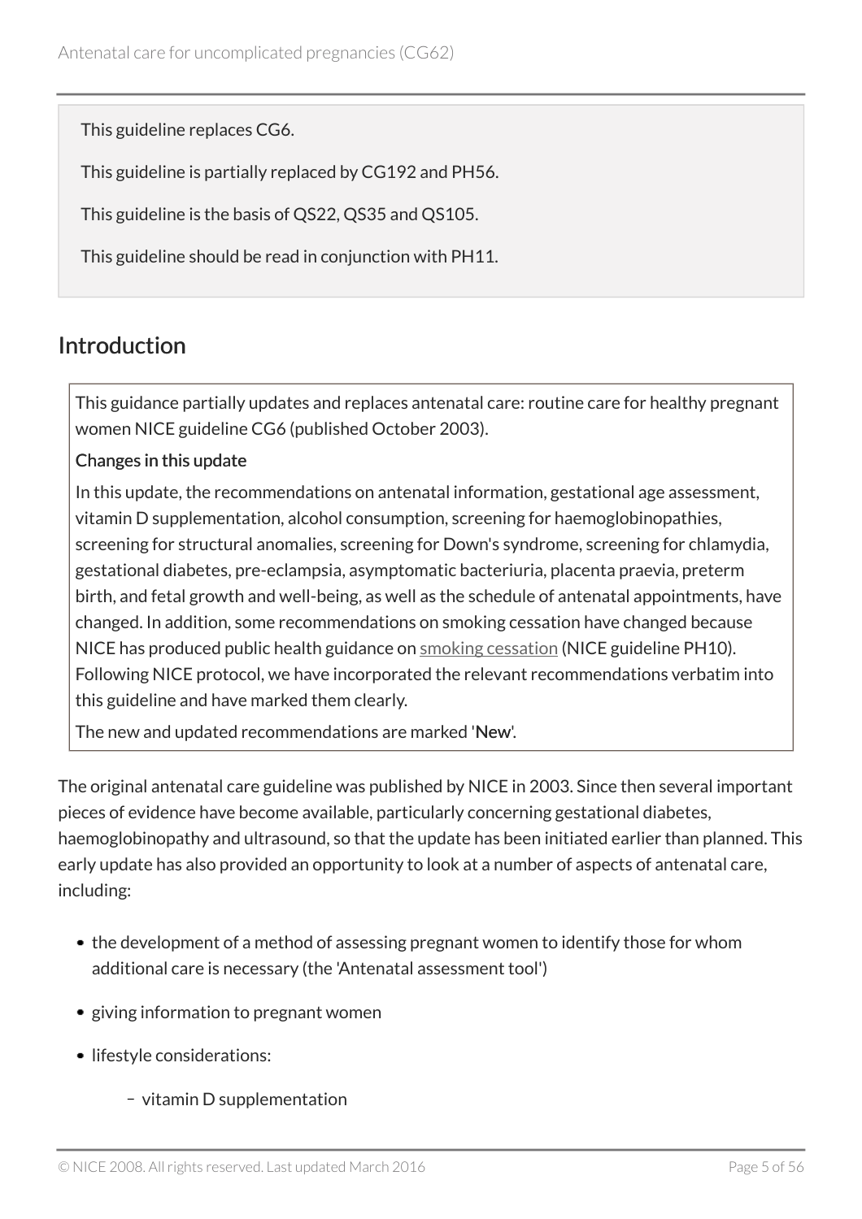This guideline replaces CG6.

This guideline is partially replaced by CG192 and PH56.

This guideline is the basis of QS22, QS35 and QS105.

This guideline should be read in conjunction with PH11.

## Introduction

This guidance partially updates and replaces antenatal care: routine care for healthy pregnant women NICE guideline CG6 (published October 2003).

**Changes in this update**

In this update, the recommendations on antenatal information, gestational age assessment, vitamin D supplementation, alcohol consumption, screening for haemoglobinopathies, screening for structural anomalies, screening for Down's syndrome, screening for chlamydia, gestational diabetes, pre-eclampsia, asymptomatic bacteriuria, placenta praevia, preterm birth, and fetal growth and well-being, as well as the schedule of antenatal appointments, have changed. In addition, some recommendations on smoking cessation have changed because NICE has produced public health guidance on smoking cessation (NICE guideline PH10). Following NICE protocol, we have incorporated the relevant recommendations verbatim into this guideline and have marked them clearly.

The new and updated recommendations are marked '**New**'.

The original antenatal care guideline was published by NICE in 2003. Since then several important pieces of evidence have become available, particularly concerning gestational diabetes, haemoglobinopathy and ultrasound, so that the update has been initiated earlier than planned. This early update has also provided an opportunity to look at a number of aspects of antenatal care, including:

- the development of a method of assessing pregnant women to identify those for whom additional care is necessary (the 'Antenatal assessment tool')
- giving information to pregnant women
- lifestyle considerations:
  - vitamin D supplementation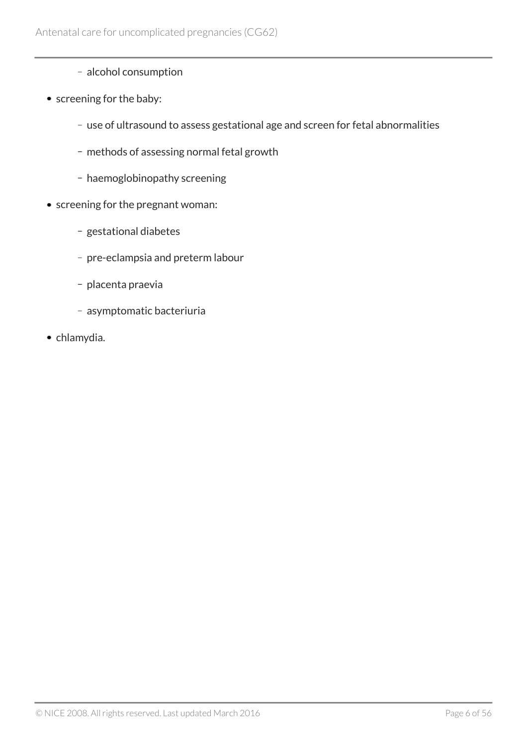- alcohol consumption
- screening for the baby:
  - use of ultrasound to assess gestational age and screen for fetal abnormalities
  - methods of assessing normal fetal growth
  - haemoglobinopathy screening
- screening for the pregnant woman:
  - gestational diabetes
  - pre-eclampsia and preterm labour
  - placenta praevia
  - asymptomatic bacteriuria
- chlamydia.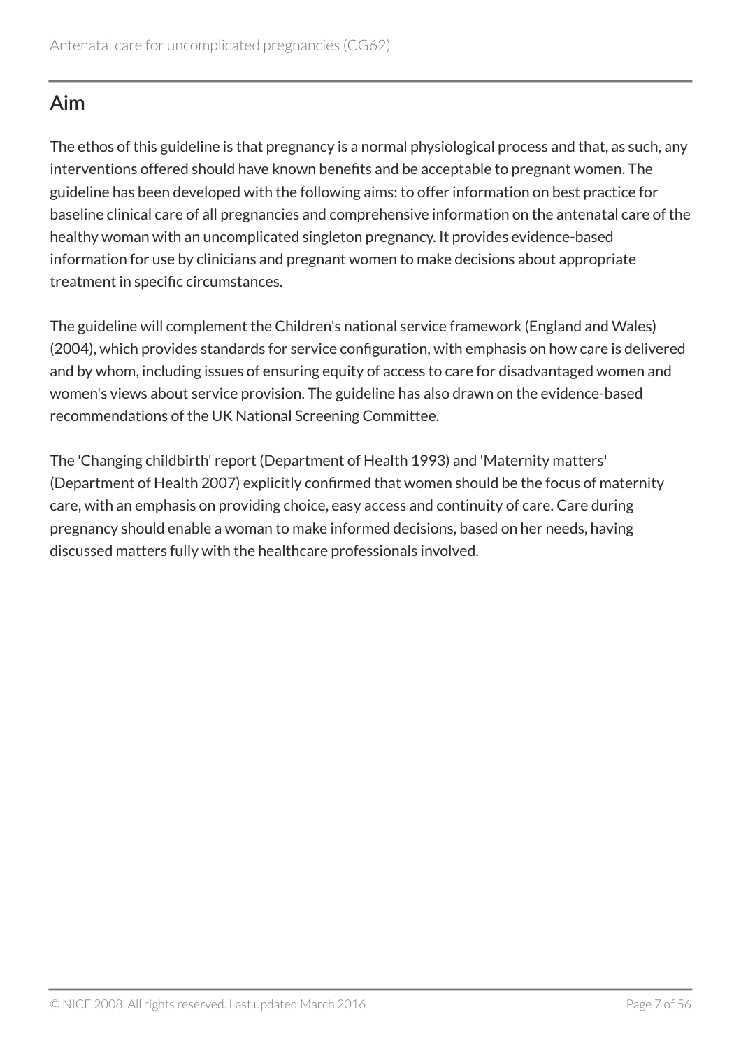## Aim

The ethos of this guideline is that pregnancy is a normal physiological process and that, as such, any interventions offered should have known benefits and be acceptable to pregnant women. The guideline has been developed with the following aims: to offer information on best practice for baseline clinical care of all pregnancies and comprehensive information on the antenatal care of the healthy woman with an uncomplicated singleton pregnancy. It provides evidence-based information for use by clinicians and pregnant women to make decisions about appropriate treatment in specific circumstances.

The guideline will complement the Children's national service framework (England and Wales) (2004), which provides standards for service configuration, with emphasis on how care is delivered and by whom, including issues of ensuring equity of access to care for disadvantaged women and women's views about service provision. The guideline has also drawn on the evidence-based recommendations of the UK National Screening Committee.

The 'Changing childbirth' report (Department of Health 1993) and 'Maternity matters' (Department of Health 2007) explicitly confirmed that women should be the focus of maternity care, with an emphasis on providing choice, easy access and continuity of care. Care during pregnancy should enable a woman to make informed decisions, based on her needs, having discussed matters fully with the healthcare professionals involved.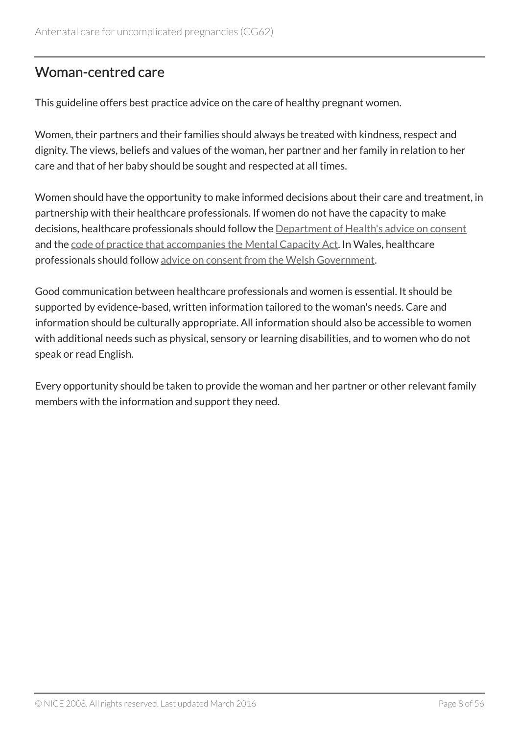## Woman-centred care

This guideline offers best practice advice on the care of healthy pregnant women.

Women, their partners and their families should always be treated with kindness, respect and dignity. The views, beliefs and values of the woman, her partner and her family in relation to her care and that of her baby should be sought and respected at all times.

Women should have the opportunity to make informed decisions about their care and treatment, in partnership with their healthcare professionals. If women do not have the capacity to make decisions, healthcare professionals should follow the Department of Health's advice on consent and the code of practice that accompanies the Mental Capacity Act. In Wales, healthcare professionals should follow advice on consent from the Welsh Government.

Good communication between healthcare professionals and women is essential. It should be supported by evidence-based, written information tailored to the woman's needs. Care and information should be culturally appropriate. All information should also be accessible to women with additional needs such as physical, sensory or learning disabilities, and to women who do not speak or read English.

Every opportunity should be taken to provide the woman and her partner or other relevant family members with the information and support they need.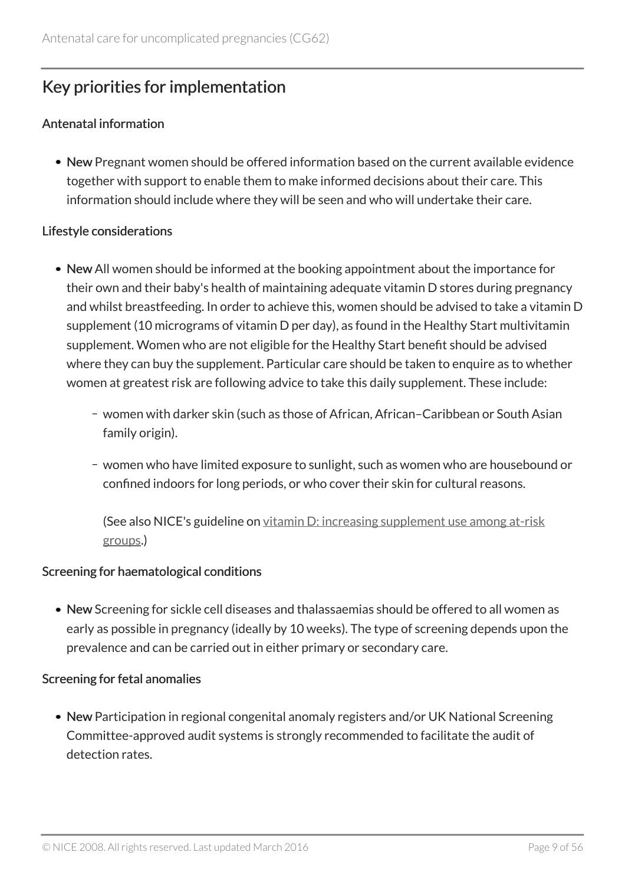## Key priorities for implementation

### Antenatal information

- **New** Pregnant women should be offered information based on the current available evidence together with support to enable them to make informed decisions about their care. This information should include where they will be seen and who will undertake their care.

### Lifestyle considerations

- **New** All women should be informed at the booking appointment about the importance for their own and their baby's health of maintaining adequate vitamin D stores during pregnancy and whilst breastfeeding. In order to achieve this, women should be advised to take a vitamin D supplement (10 micrograms of vitamin D per day), as found in the Healthy Start multivitamin supplement. Women who are not eligible for the Healthy Start benefit should be advised where they can buy the supplement. Particular care should be taken to enquire as to whether women at greatest risk are following advice to take this daily supplement. These include:
  - women with darker skin (such as those of African, African–Caribbean or South Asian family origin).
  - women who have limited exposure to sunlight, such as women who are housebound or confined indoors for long periods, or who cover their skin for cultural reasons.

    (See also NICE's guideline on vitamin D: increasing supplement use among at-risk groups.)

### Screening for haematological conditions

- **New** Screening for sickle cell diseases and thalassaemias should be offered to all women as early as possible in pregnancy (ideally by 10 weeks). The type of screening depends upon the prevalence and can be carried out in either primary or secondary care.

### Screening for fetal anomalies

- **New** Participation in regional congenital anomaly registers and/or UK National Screening Committee-approved audit systems is strongly recommended to facilitate the audit of detection rates.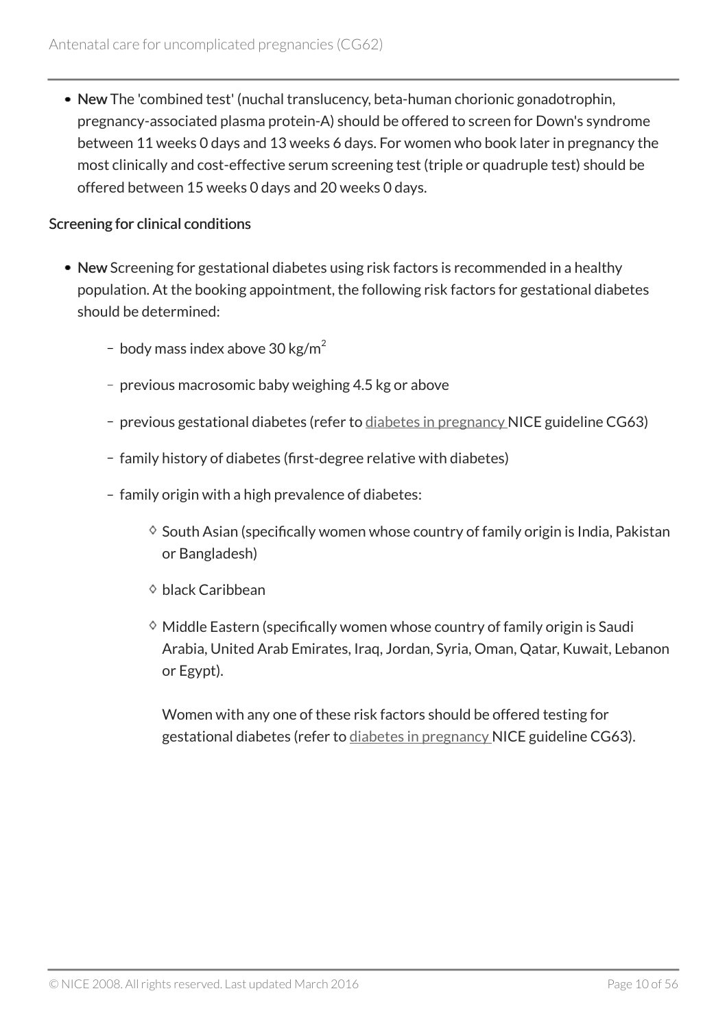- **New** The 'combined test' (nuchal translucency, beta-human chorionic gonadotrophin, pregnancy-associated plasma protein-A) should be offered to screen for Down's syndrome between 11 weeks 0 days and 13 weeks 6 days. For women who book later in pregnancy the most clinically and cost-effective serum screening test (triple or quadruple test) should be offered between 15 weeks 0 days and 20 weeks 0 days.

Screening for clinical conditions

- **New** Screening for gestational diabetes using risk factors is recommended in a healthy population. At the booking appointment, the following risk factors for gestational diabetes should be determined:
  - body mass index above 30 $kg/m^2$
  - previous macrosomic baby weighing 4.5 kg or above
  - previous gestational diabetes (refer to diabetes in pregnancy NICE guideline CG63)
  - family history of diabetes (first-degree relative with diabetes)
  - family origin with a high prevalence of diabetes:
    - South Asian (specifically women whose country of family origin is India, Pakistan or Bangladesh)
    - black Caribbean
    - Middle Eastern (specifically women whose country of family origin is Saudi Arabia, United Arab Emirates, Iraq, Jordan, Syria, Oman, Qatar, Kuwait, Lebanon or Egypt).

    Women with any one of these risk factors should be offered testing for gestational diabetes (refer to diabetes in pregnancy NICE guideline CG63).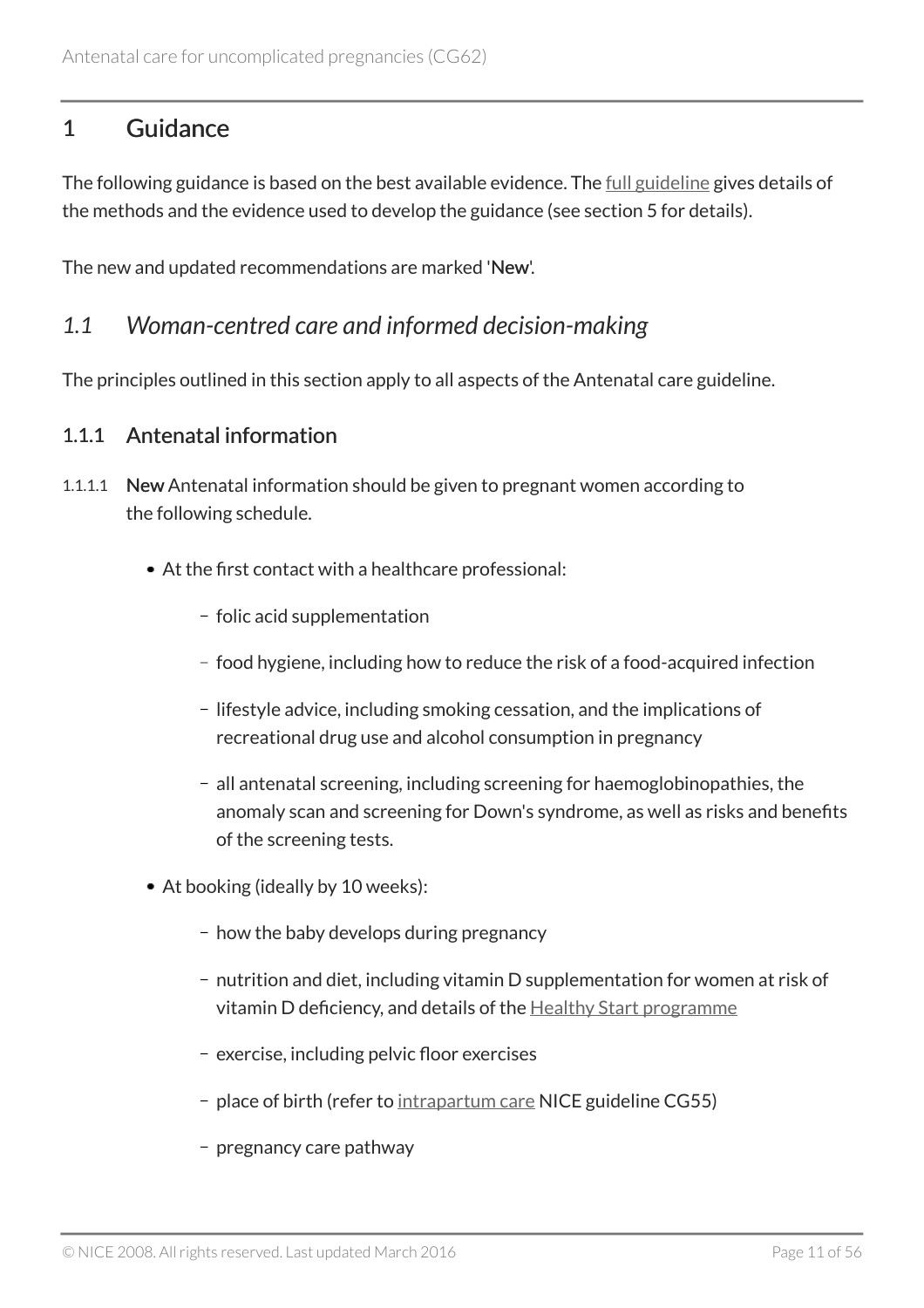# 1 Guidance

The following guidance is based on the best available evidence. The full guideline gives details of the methods and the evidence used to develop the guidance (see section 5 for details).

The new and updated recommendations are marked '**New**'.

## *1.1 Woman-centred care and informed decision-making*

The principles outlined in this section apply to all aspects of the Antenatal care guideline.

### 1.1.1 Antenatal information

1.1.1.1 **New** Antenatal information should be given to pregnant women according to the following schedule.

- At the first contact with a healthcare professional:
  - folic acid supplementation
  - food hygiene, including how to reduce the risk of a food-acquired infection
  - lifestyle advice, including smoking cessation, and the implications of recreational drug use and alcohol consumption in pregnancy
  - all antenatal screening, including screening for haemoglobinopathies, the anomaly scan and screening for Down's syndrome, as well as risks and benefits of the screening tests.
- At booking (ideally by 10 weeks):
  - how the baby develops during pregnancy
  - nutrition and diet, including vitamin D supplementation for women at risk of vitamin D deficiency, and details of the Healthy Start programme
  - exercise, including pelvic floor exercises
  - place of birth (refer to intrapartum care NICE guideline CG55)
  - pregnancy care pathway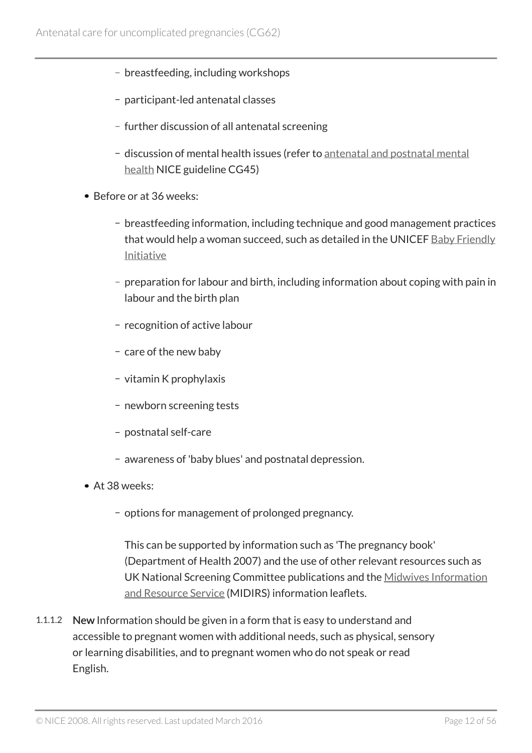- breastfeeding, including workshops
  - participant-led antenatal classes
  - further discussion of all antenatal screening
  - discussion of mental health issues (refer to antenatal and postnatal mental health NICE guideline CG45)
- Before or at 36 weeks:
  - breastfeeding information, including technique and good management practices that would help a woman succeed, such as detailed in the UNICEF Baby Friendly Initiative
  - preparation for labour and birth, including information about coping with pain in labour and the birth plan
  - recognition of active labour
  - care of the new baby
  - vitamin K prophylaxis
  - newborn screening tests
  - postnatal self-care
  - awareness of 'baby blues' and postnatal depression.
- At 38 weeks:
  - options for management of prolonged pregnancy.

    This can be supported by information such as 'The pregnancy book' (Department of Health 2007) and the use of other relevant resources such as UK National Screening Committee publications and the Midwives Information and Resource Service (MIDIRS) information leaflets.

1.1.1.2 **New** Information should be given in a form that is easy to understand and accessible to pregnant women with additional needs, such as physical, sensory or learning disabilities, and to pregnant women who do not speak or read English.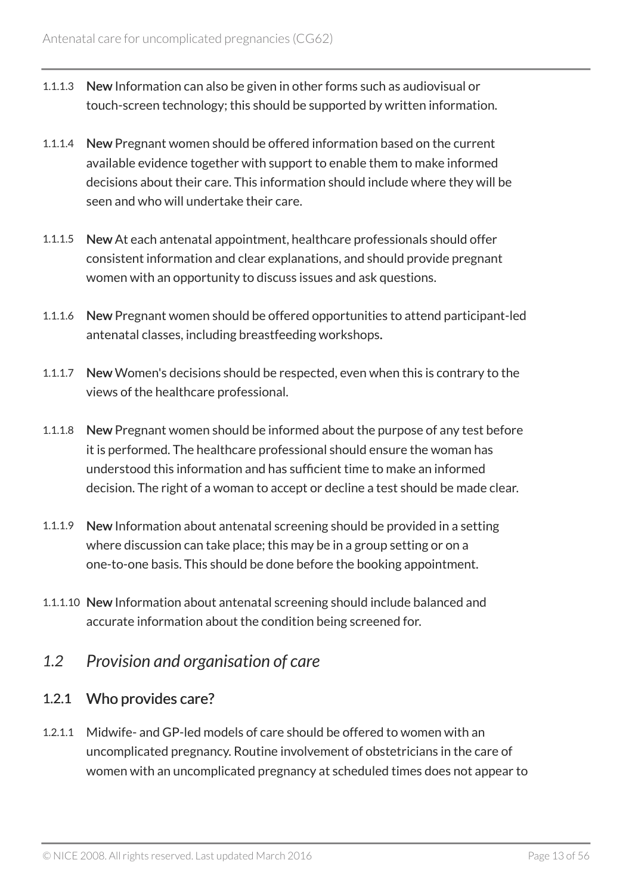1.1.1.3 **New** Information can also be given in other forms such as audiovisual or touch-screen technology; this should be supported by written information.

1.1.1.4 **New** Pregnant women should be offered information based on the current available evidence together with support to enable them to make informed decisions about their care. This information should include where they will be seen and who will undertake their care.

1.1.1.5 **New** At each antenatal appointment, healthcare professionals should offer consistent information and clear explanations, and should provide pregnant women with an opportunity to discuss issues and ask questions.

1.1.1.6 **New** Pregnant women should be offered opportunities to attend participant-led antenatal classes, including breastfeeding workshops.

1.1.1.7 **New** Women's decisions should be respected, even when this is contrary to the views of the healthcare professional.

1.1.1.8 **New** Pregnant women should be informed about the purpose of any test before it is performed. The healthcare professional should ensure the woman has understood this information and has sufficient time to make an informed decision. The right of a woman to accept or decline a test should be made clear.

1.1.1.9 **New** Information about antenatal screening should be provided in a setting where discussion can take place; this may be in a group setting or on a one-to-one basis. This should be done before the booking appointment.

1.1.1.10 **New** Information about antenatal screening should include balanced and accurate information about the condition being screened for.

## *1.2 Provision and organisation of care*

### 1.2.1 Who provides care?

1.2.1.1 Midwife- and GP-led models of care should be offered to women with an uncomplicated pregnancy. Routine involvement of obstetricians in the care of women with an uncomplicated pregnancy at scheduled times does not appear to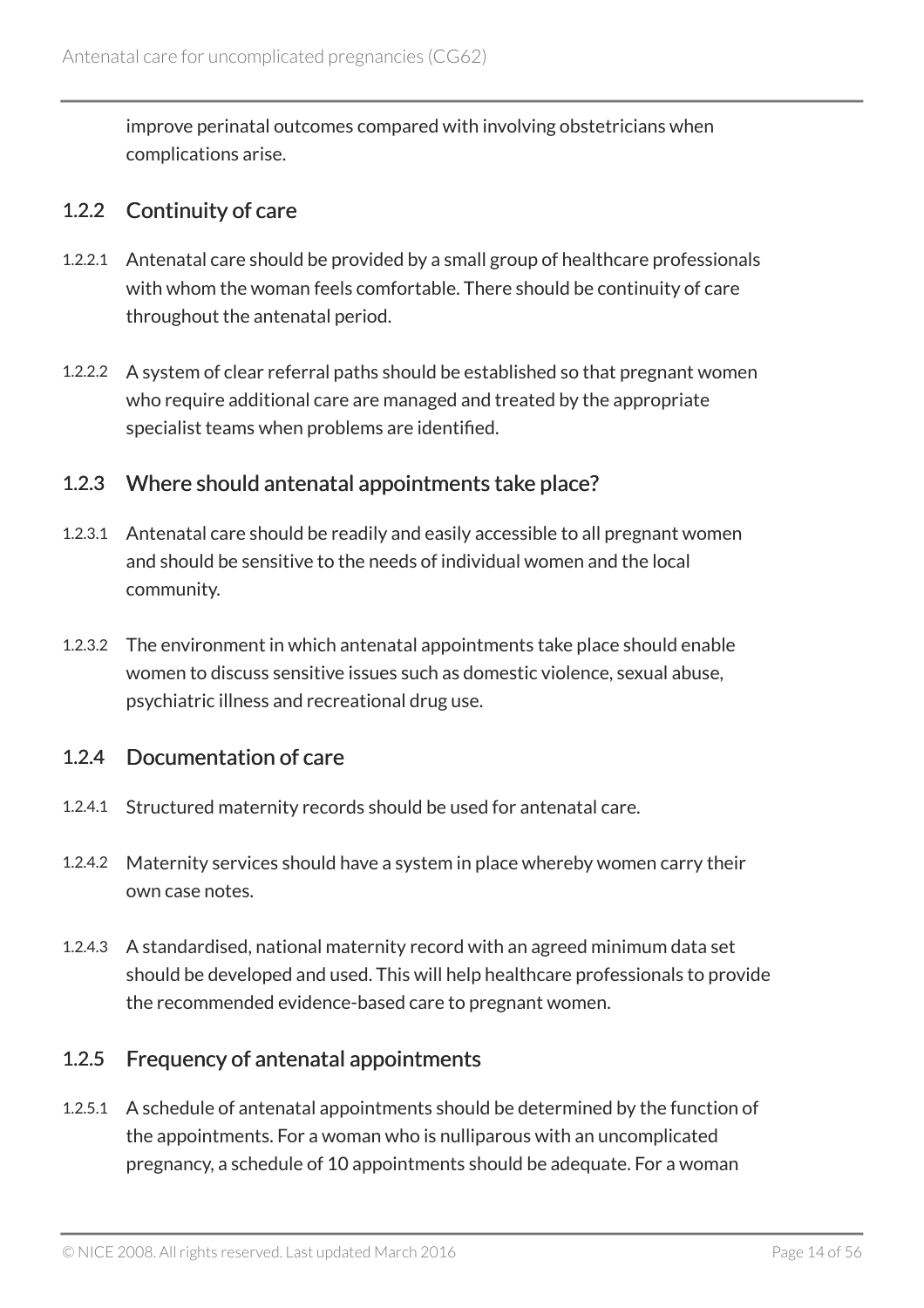improve perinatal outcomes compared with involving obstetricians when complications arise.

### 1.2.2 Continuity of care

1.2.2.1 Antenatal care should be provided by a small group of healthcare professionals with whom the woman feels comfortable. There should be continuity of care throughout the antenatal period.

1.2.2.2 A system of clear referral paths should be established so that pregnant women who require additional care are managed and treated by the appropriate specialist teams when problems are identified.

### 1.2.3 Where should antenatal appointments take place?

1.2.3.1 Antenatal care should be readily and easily accessible to all pregnant women and should be sensitive to the needs of individual women and the local community.

1.2.3.2 The environment in which antenatal appointments take place should enable women to discuss sensitive issues such as domestic violence, sexual abuse, psychiatric illness and recreational drug use.

### 1.2.4 Documentation of care

1.2.4.1 Structured maternity records should be used for antenatal care.

1.2.4.2 Maternity services should have a system in place whereby women carry their own case notes.

1.2.4.3 A standardised, national maternity record with an agreed minimum data set should be developed and used. This will help healthcare professionals to provide the recommended evidence-based care to pregnant women.

### 1.2.5 Frequency of antenatal appointments

1.2.5.1 A schedule of antenatal appointments should be determined by the function of the appointments. For a woman who is nulliparous with an uncomplicated pregnancy, a schedule of 10 appointments should be adequate. For a woman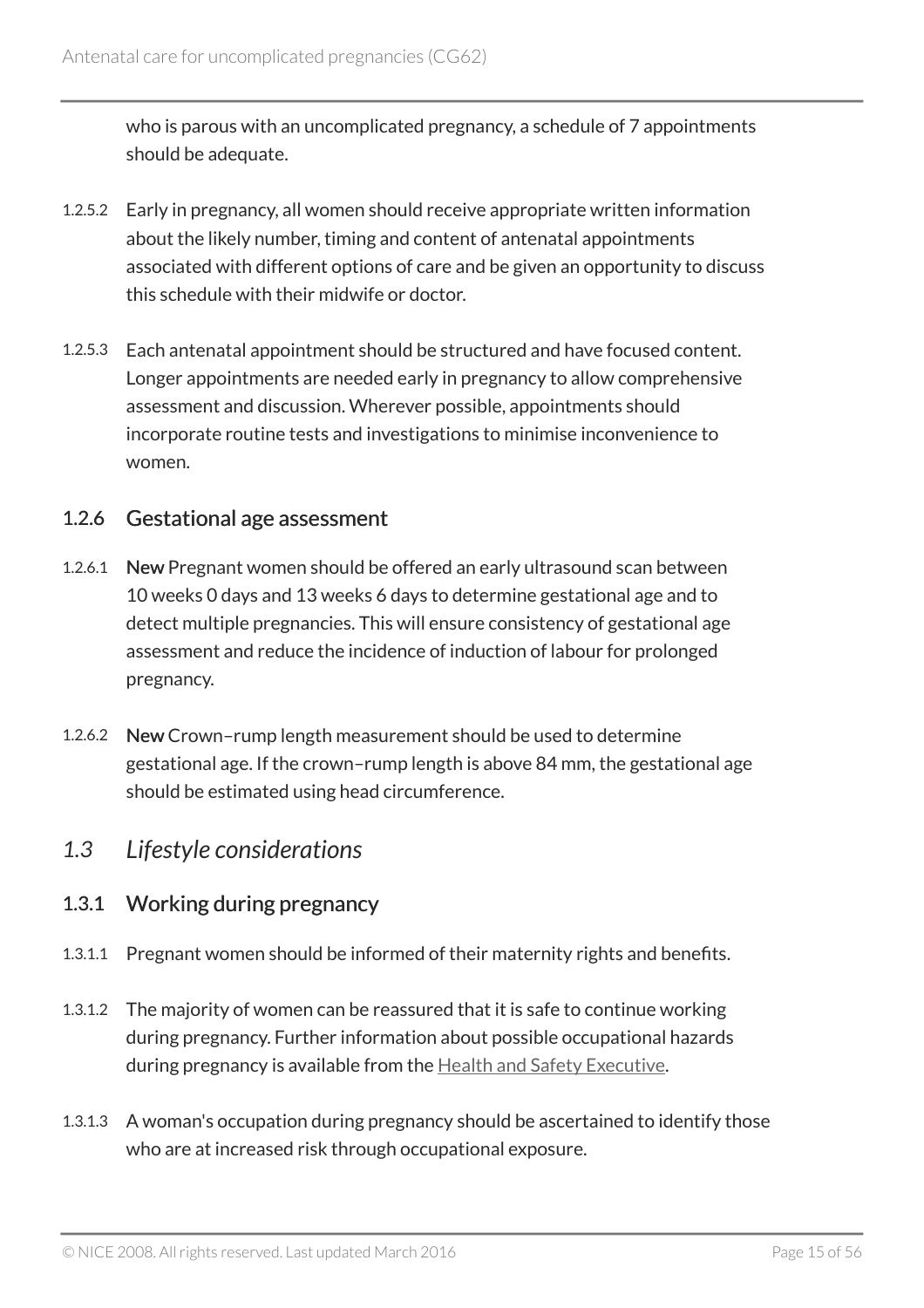who is parous with an uncomplicated pregnancy, a schedule of 7 appointments should be adequate.

1.2.5.2 Early in pregnancy, all women should receive appropriate written information about the likely number, timing and content of antenatal appointments associated with different options of care and be given an opportunity to discuss this schedule with their midwife or doctor.

1.2.5.3 Each antenatal appointment should be structured and have focused content. Longer appointments are needed early in pregnancy to allow comprehensive assessment and discussion. Wherever possible, appointments should incorporate routine tests and investigations to minimise inconvenience to women.

### 1.2.6 Gestational age assessment

1.2.6.1 **New** Pregnant women should be offered an early ultrasound scan between 10 weeks 0 days and 13 weeks 6 days to determine gestational age and to detect multiple pregnancies. This will ensure consistency of gestational age assessment and reduce the incidence of induction of labour for prolonged pregnancy.

1.2.6.2 **New** Crown–rump length measurement should be used to determine gestational age. If the crown–rump length is above 84 mm, the gestational age should be estimated using head circumference.

## *1.3 Lifestyle considerations*

### 1.3.1 Working during pregnancy

1.3.1.1 Pregnant women should be informed of their maternity rights and benefits.

1.3.1.2 The majority of women can be reassured that it is safe to continue working during pregnancy. Further information about possible occupational hazards during pregnancy is available from the Health and Safety Executive.

1.3.1.3 A woman's occupation during pregnancy should be ascertained to identify those who are at increased risk through occupational exposure.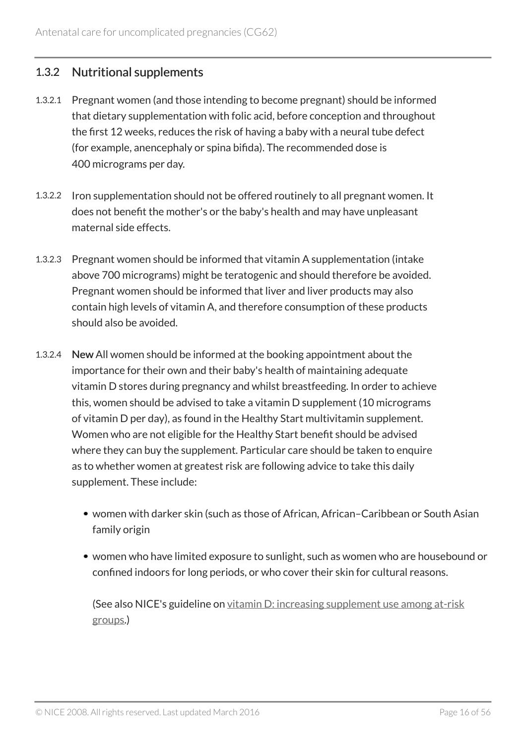### 1.3.2 Nutritional supplements

1.3.2.1 Pregnant women (and those intending to become pregnant) should be informed that dietary supplementation with folic acid, before conception and throughout the first 12 weeks, reduces the risk of having a baby with a neural tube defect (for example, anencephaly or spina bifida). The recommended dose is 400 micrograms per day.

1.3.2.2 Iron supplementation should not be offered routinely to all pregnant women. It does not benefit the mother's or the baby's health and may have unpleasant maternal side effects.

1.3.2.3 Pregnant women should be informed that vitamin A supplementation (intake above 700 micrograms) might be teratogenic and should therefore be avoided. Pregnant women should be informed that liver and liver products may also contain high levels of vitamin A, and therefore consumption of these products should also be avoided.

1.3.2.4 **New** All women should be informed at the booking appointment about the importance for their own and their baby's health of maintaining adequate vitamin D stores during pregnancy and whilst breastfeeding. In order to achieve this, women should be advised to take a vitamin D supplement (10 micrograms of vitamin D per day), as found in the Healthy Start multivitamin supplement. Women who are not eligible for the Healthy Start benefit should be advised where they can buy the supplement. Particular care should be taken to enquire as to whether women at greatest risk are following advice to take this daily supplement. These include:

- women with darker skin (such as those of African, African–Caribbean or South Asian family origin
- women who have limited exposure to sunlight, such as women who are housebound or confined indoors for long periods, or who cover their skin for cultural reasons.

(See also NICE's guideline on vitamin D: increasing supplement use among at-risk groups.)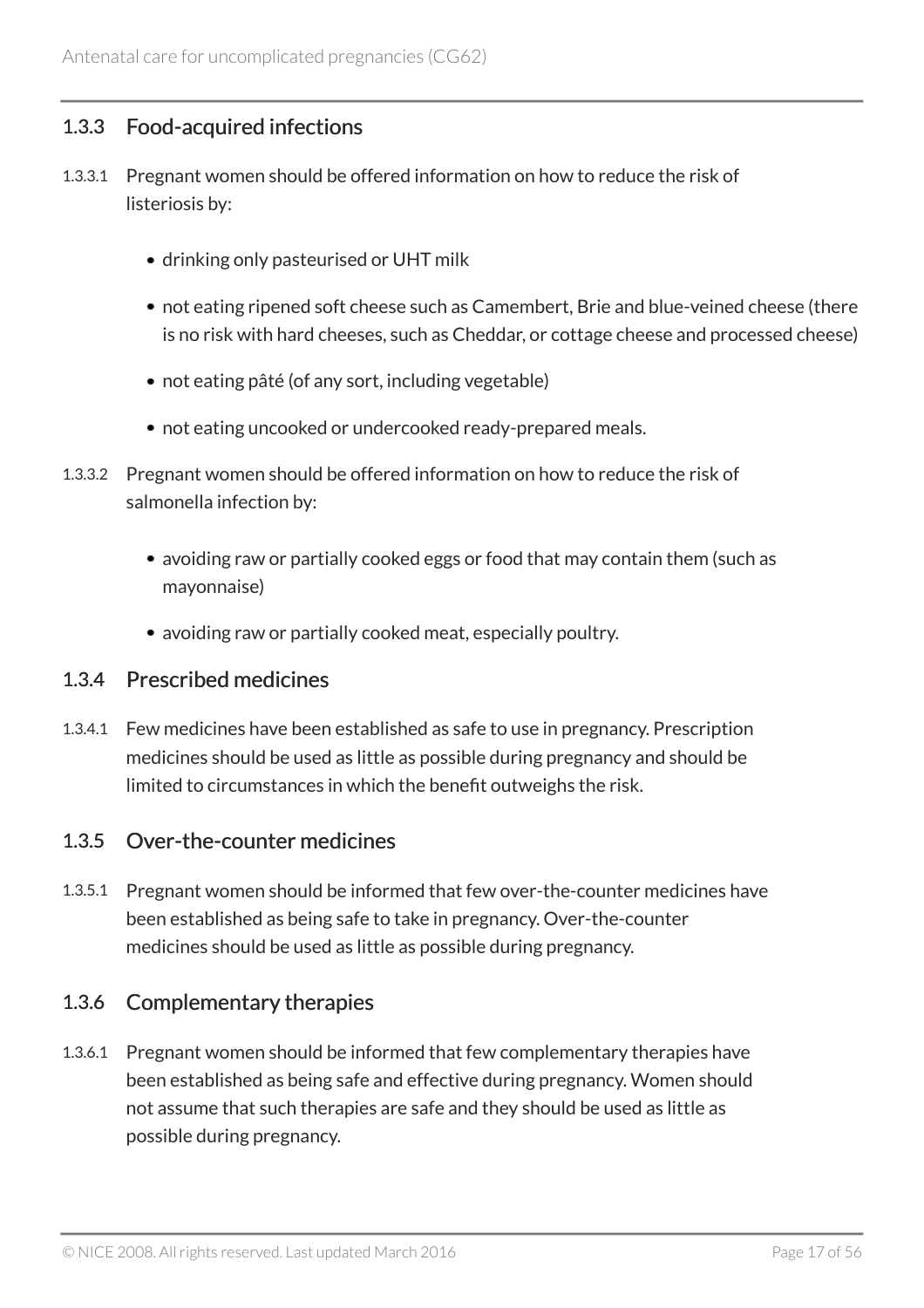### 1.3.3 Food-acquired infections

1.3.3.1 Pregnant women should be offered information on how to reduce the risk of listeriosis by:

- drinking only pasteurised or UHT milk
- not eating ripened soft cheese such as Camembert, Brie and blue-veined cheese (there is no risk with hard cheeses, such as Cheddar, or cottage cheese and processed cheese)
- not eating pâté (of any sort, including vegetable)
- not eating uncooked or undercooked ready-prepared meals.

1.3.3.2 Pregnant women should be offered information on how to reduce the risk of salmonella infection by:

- avoiding raw or partially cooked eggs or food that may contain them (such as mayonnaise)
- avoiding raw or partially cooked meat, especially poultry.

### 1.3.4 Prescribed medicines

1.3.4.1 Few medicines have been established as safe to use in pregnancy. Prescription medicines should be used as little as possible during pregnancy and should be limited to circumstances in which the benefit outweighs the risk.

### 1.3.5 Over-the-counter medicines

1.3.5.1 Pregnant women should be informed that few over-the-counter medicines have been established as being safe to take in pregnancy. Over-the-counter medicines should be used as little as possible during pregnancy.

### 1.3.6 Complementary therapies

1.3.6.1 Pregnant women should be informed that few complementary therapies have been established as being safe and effective during pregnancy. Women should not assume that such therapies are safe and they should be used as little as possible during pregnancy.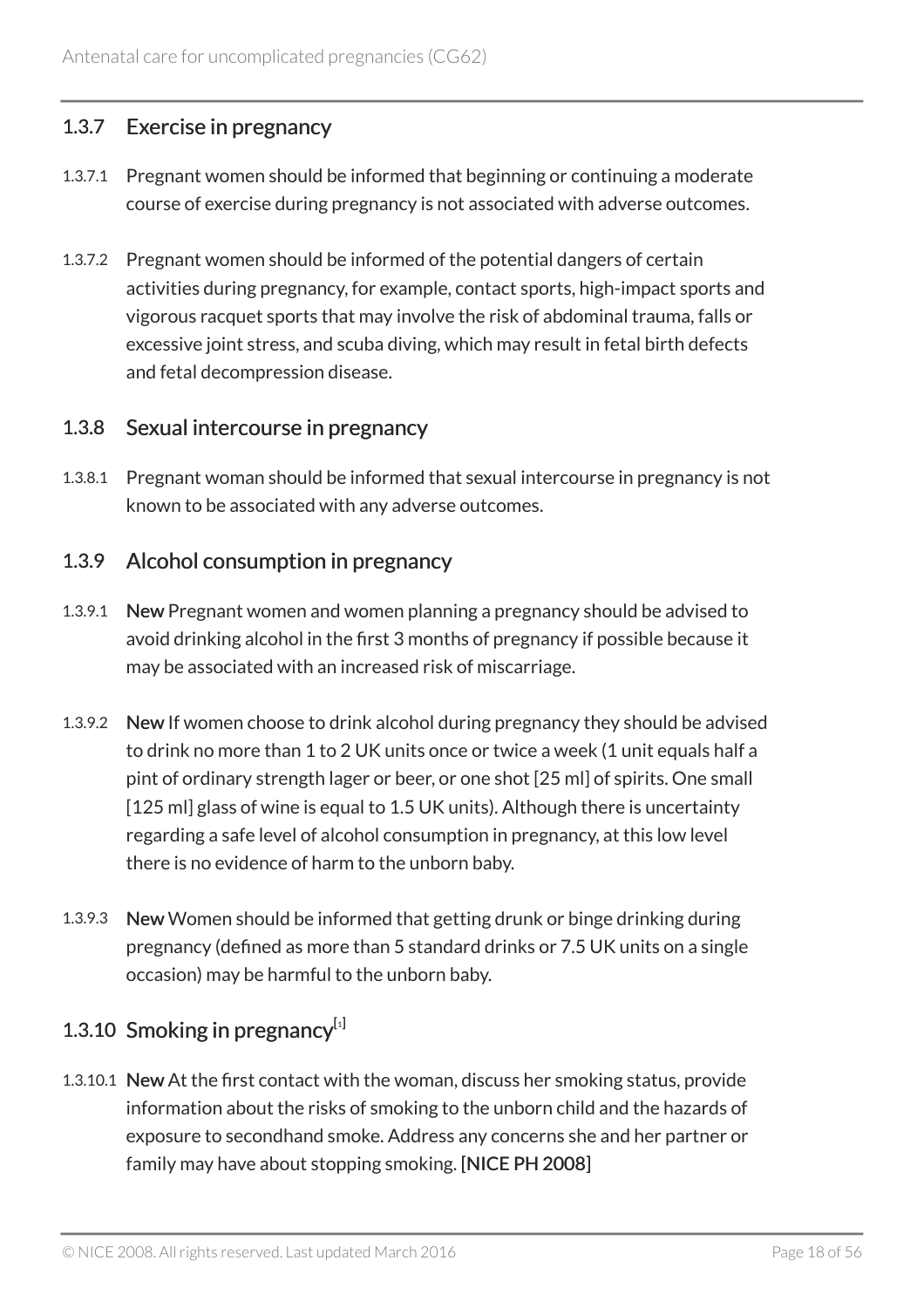### 1.3.7 Exercise in pregnancy

1.3.7.1 Pregnant women should be informed that beginning or continuing a moderate course of exercise during pregnancy is not associated with adverse outcomes.

1.3.7.2 Pregnant women should be informed of the potential dangers of certain activities during pregnancy, for example, contact sports, high-impact sports and vigorous racquet sports that may involve the risk of abdominal trauma, falls or excessive joint stress, and scuba diving, which may result in fetal birth defects and fetal decompression disease.

### 1.3.8 Sexual intercourse in pregnancy

1.3.8.1 Pregnant woman should be informed that sexual intercourse in pregnancy is not known to be associated with any adverse outcomes.

### 1.3.9 Alcohol consumption in pregnancy

1.3.9.1 **New** Pregnant women and women planning a pregnancy should be advised to avoid drinking alcohol in the first 3 months of pregnancy if possible because it may be associated with an increased risk of miscarriage.

1.3.9.2 **New** If women choose to drink alcohol during pregnancy they should be advised to drink no more than 1 to 2 UK units once or twice a week (1 unit equals half a pint of ordinary strength lager or beer, or one shot [25 ml] of spirits. One small [125 ml] glass of wine is equal to 1.5 UK units). Although there is uncertainty regarding a safe level of alcohol consumption in pregnancy, at this low level there is no evidence of harm to the unborn baby.

1.3.9.3 **New** Women should be informed that getting drunk or binge drinking during pregnancy (defined as more than 5 standard drinks or 7.5 UK units on a single occasion) may be harmful to the unborn baby.

### 1.3.10 Smoking in pregnancy[1]

1.3.10.1 **New** At the first contact with the woman, discuss her smoking status, provide information about the risks of smoking to the unborn child and the hazards of exposure to secondhand smoke. Address any concerns she and her partner or family may have about stopping smoking. **[NICE PH 2008]**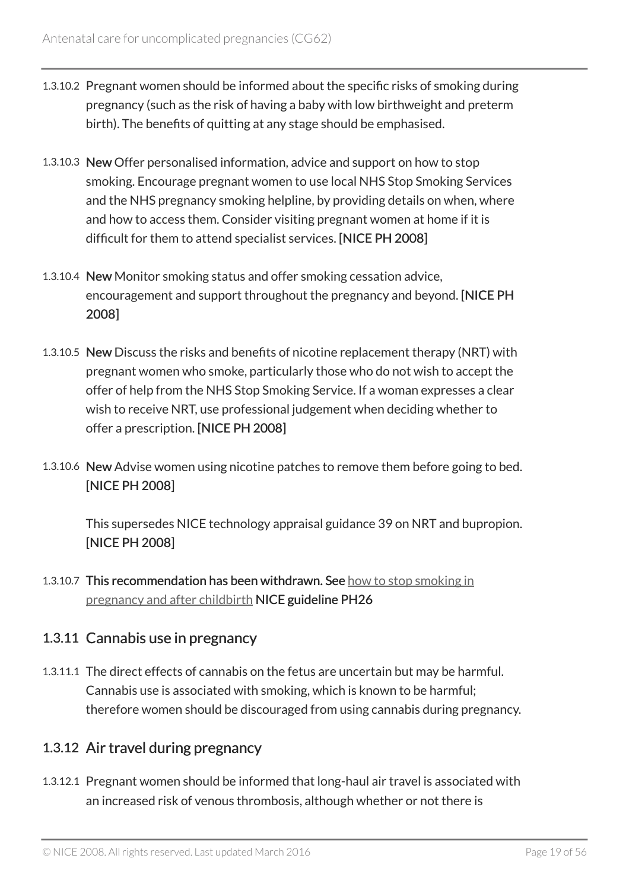1.3.10.2 Pregnant women should be informed about the specific risks of smoking during pregnancy (such as the risk of having a baby with low birthweight and preterm birth). The benefits of quitting at any stage should be emphasised.

1.3.10.3 **New** Offer personalised information, advice and support on how to stop smoking. Encourage pregnant women to use local NHS Stop Smoking Services and the NHS pregnancy smoking helpline, by providing details on when, where and how to access them. Consider visiting pregnant women at home if it is difficult for them to attend specialist services. [NICE PH 2008]

1.3.10.4 **New** Monitor smoking status and offer smoking cessation advice, encouragement and support throughout the pregnancy and beyond. [NICE PH 2008]

1.3.10.5 **New** Discuss the risks and benefits of nicotine replacement therapy (NRT) with pregnant women who smoke, particularly those who do not wish to accept the offer of help from the NHS Stop Smoking Service. If a woman expresses a clear wish to receive NRT, use professional judgement when deciding whether to offer a prescription. [NICE PH 2008]

1.3.10.6 **New** Advise women using nicotine patches to remove them before going to bed. [NICE PH 2008]

This supersedes NICE technology appraisal guidance 39 on NRT and bupropion. [NICE PH 2008]

1.3.10.7 **This recommendation has been withdrawn. See** how to stop smoking in pregnancy and after childbirth **NICE guideline PH26**

### 1.3.11 Cannabis use in pregnancy

1.3.11.1 The direct effects of cannabis on the fetus are uncertain but may be harmful. Cannabis use is associated with smoking, which is known to be harmful; therefore women should be discouraged from using cannabis during pregnancy.

### 1.3.12 Air travel during pregnancy

1.3.12.1 Pregnant women should be informed that long-haul air travel is associated with an increased risk of venous thrombosis, although whether or not there is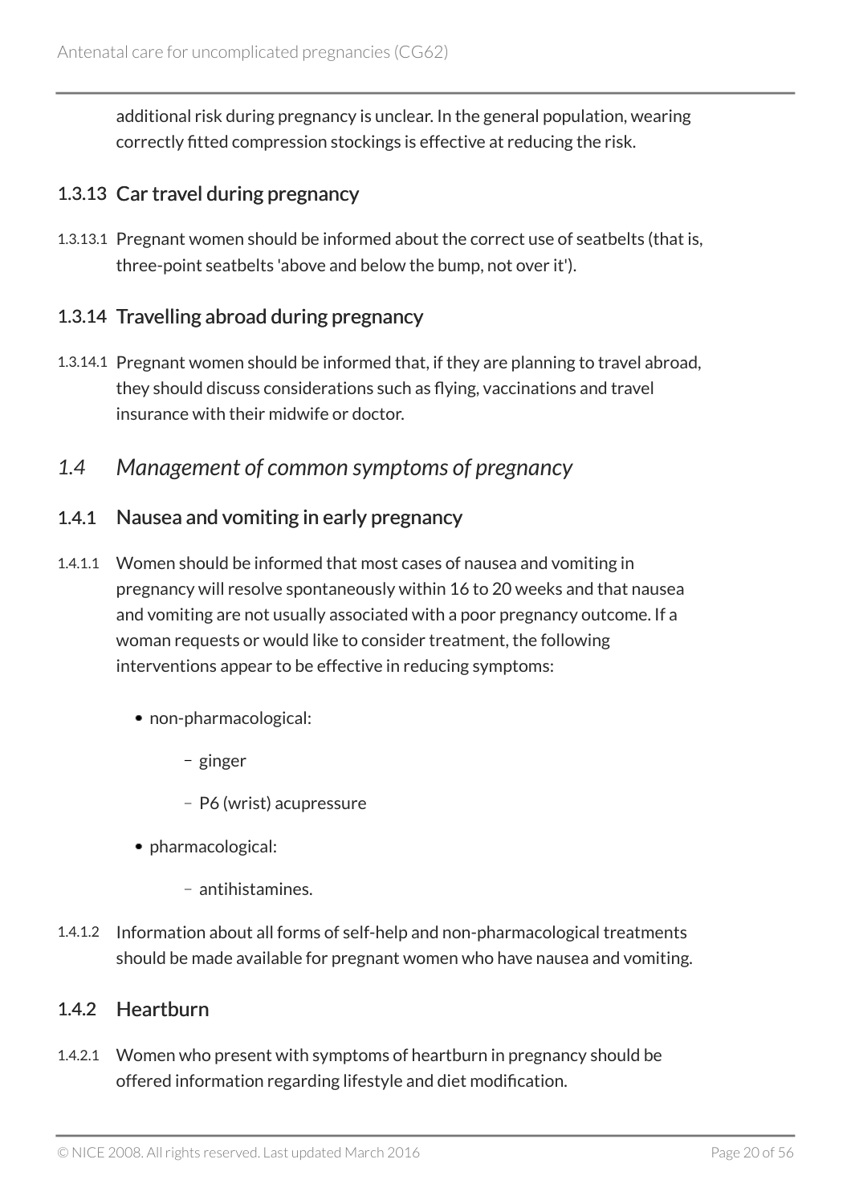additional risk during pregnancy is unclear. In the general population, wearing correctly fitted compression stockings is effective at reducing the risk.

### 1.3.13 Car travel during pregnancy

1.3.13.1 Pregnant women should be informed about the correct use of seatbelts (that is, three-point seatbelts 'above and below the bump, not over it').

### 1.3.14 Travelling abroad during pregnancy

1.3.14.1 Pregnant women should be informed that, if they are planning to travel abroad, they should discuss considerations such as flying, vaccinations and travel insurance with their midwife or doctor.

## *1.4 Management of common symptoms of pregnancy*

### 1.4.1 Nausea and vomiting in early pregnancy

1.4.1.1 Women should be informed that most cases of nausea and vomiting in pregnancy will resolve spontaneously within 16 to 20 weeks and that nausea and vomiting are not usually associated with a poor pregnancy outcome. If a woman requests or would like to consider treatment, the following interventions appear to be effective in reducing symptoms:

- non-pharmacological:
  - ginger
  - P6 (wrist) acupressure
- pharmacological:
  - antihistamines.

1.4.1.2 Information about all forms of self-help and non-pharmacological treatments should be made available for pregnant women who have nausea and vomiting.

### 1.4.2 Heartburn

1.4.2.1 Women who present with symptoms of heartburn in pregnancy should be offered information regarding lifestyle and diet modification.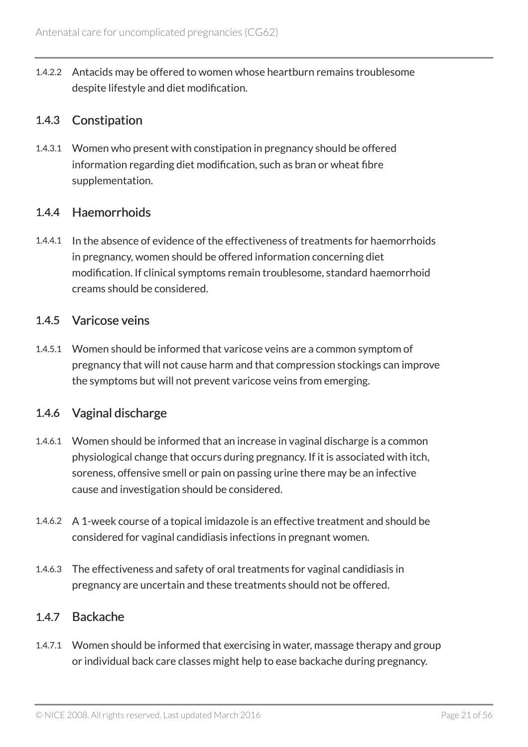1.4.2.2 Antacids may be offered to women whose heartburn remains troublesome despite lifestyle and diet modification.

### 1.4.3 Constipation

1.4.3.1 Women who present with constipation in pregnancy should be offered information regarding diet modification, such as bran or wheat fibre supplementation.

### 1.4.4 Haemorrhoids

1.4.4.1 In the absence of evidence of the effectiveness of treatments for haemorrhoids in pregnancy, women should be offered information concerning diet modification. If clinical symptoms remain troublesome, standard haemorrhoid creams should be considered.

### 1.4.5 Varicose veins

1.4.5.1 Women should be informed that varicose veins are a common symptom of pregnancy that will not cause harm and that compression stockings can improve the symptoms but will not prevent varicose veins from emerging.

### 1.4.6 Vaginal discharge

1.4.6.1 Women should be informed that an increase in vaginal discharge is a common physiological change that occurs during pregnancy. If it is associated with itch, soreness, offensive smell or pain on passing urine there may be an infective cause and investigation should be considered.

1.4.6.2 A 1-week course of a topical imidazole is an effective treatment and should be considered for vaginal candidiasis infections in pregnant women.

1.4.6.3 The effectiveness and safety of oral treatments for vaginal candidiasis in pregnancy are uncertain and these treatments should not be offered.

### 1.4.7 Backache

1.4.7.1 Women should be informed that exercising in water, massage therapy and group or individual back care classes might help to ease backache during pregnancy.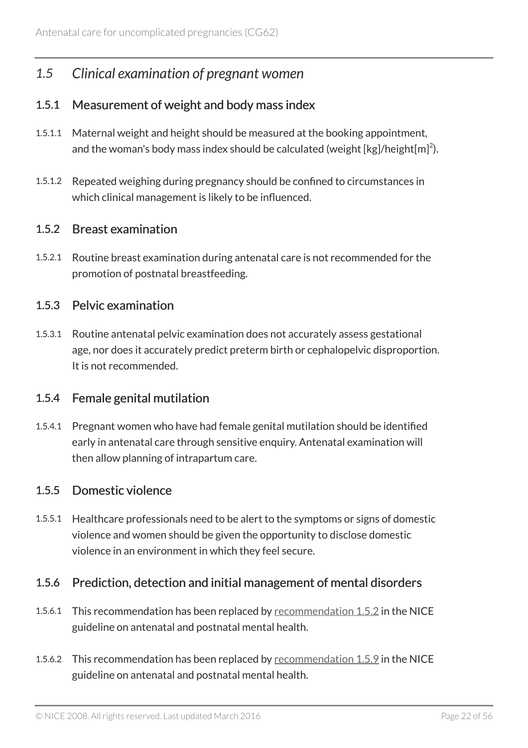## 1.5 *Clinical examination of pregnant women*

### 1.5.1 Measurement of weight and body mass index

1.5.1.1 Maternal weight and height should be measured at the booking appointment, and the woman's body mass index should be calculated (weight [kg]/height[m]$^2$).

1.5.1.2 Repeated weighing during pregnancy should be confined to circumstances in which clinical management is likely to be influenced.

### 1.5.2 Breast examination

1.5.2.1 Routine breast examination during antenatal care is not recommended for the promotion of postnatal breastfeeding.

### 1.5.3 Pelvic examination

1.5.3.1 Routine antenatal pelvic examination does not accurately assess gestational age, nor does it accurately predict preterm birth or cephalopelvic disproportion. It is not recommended.

### 1.5.4 Female genital mutilation

1.5.4.1 Pregnant women who have had female genital mutilation should be identified early in antenatal care through sensitive enquiry. Antenatal examination will then allow planning of intrapartum care.

### 1.5.5 Domestic violence

1.5.5.1 Healthcare professionals need to be alert to the symptoms or signs of domestic violence and women should be given the opportunity to disclose domestic violence in an environment in which they feel secure.

### 1.5.6 Prediction, detection and initial management of mental disorders

1.5.6.1 This recommendation has been replaced by recommendation 1.5.2 in the NICE guideline on antenatal and postnatal mental health.

1.5.6.2 This recommendation has been replaced by recommendation 1.5.9 in the NICE guideline on antenatal and postnatal mental health.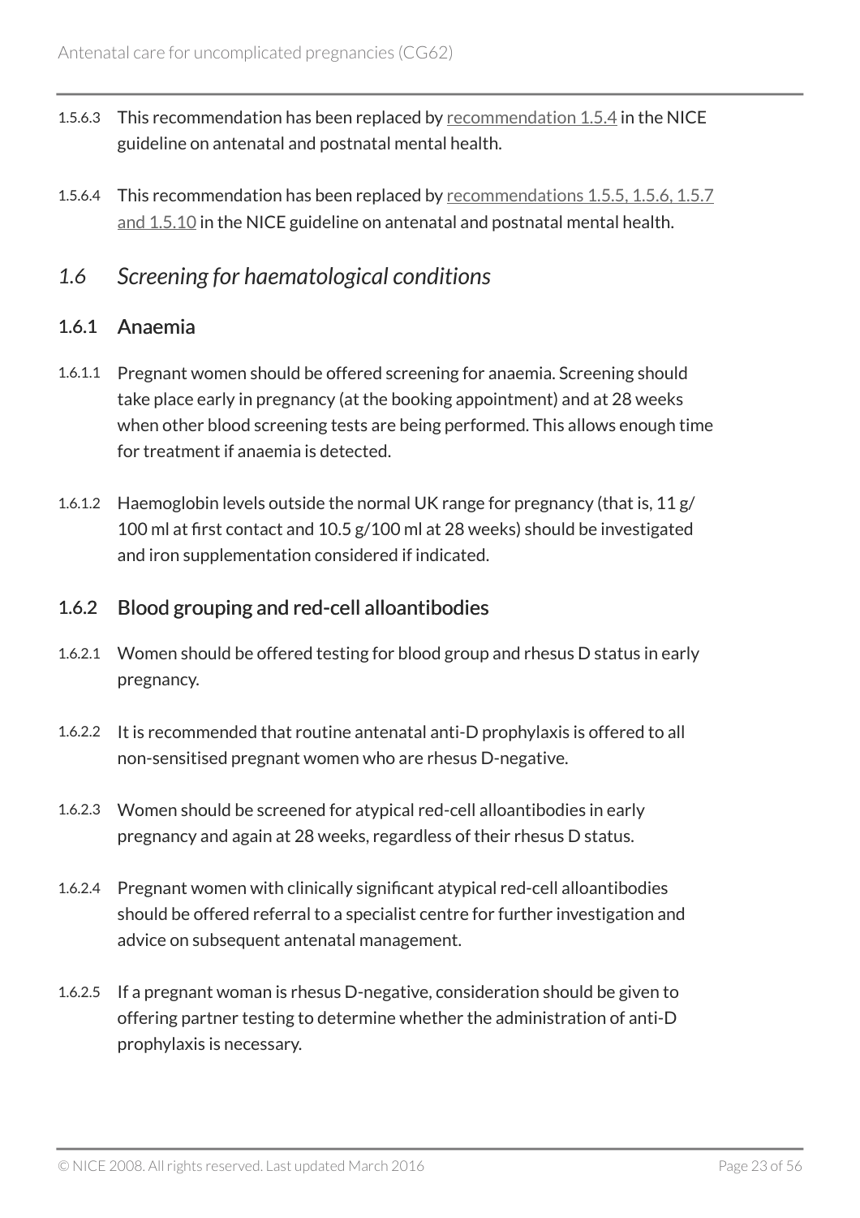1.5.6.3 This recommendation has been replaced by recommendation 1.5.4 in the NICE guideline on antenatal and postnatal mental health.

1.5.6.4 This recommendation has been replaced by recommendations 1.5.5, 1.5.6, 1.5.7 and 1.5.10 in the NICE guideline on antenatal and postnatal mental health.

## *1.6 Screening for haematological conditions*

### 1.6.1 Anaemia

1.6.1.1 Pregnant women should be offered screening for anaemia. Screening should take place early in pregnancy (at the booking appointment) and at 28 weeks when other blood screening tests are being performed. This allows enough time for treatment if anaemia is detected.

1.6.1.2 Haemoglobin levels outside the normal UK range for pregnancy (that is, 11 g/100 ml at first contact and 10.5 g/100 ml at 28 weeks) should be investigated and iron supplementation considered if indicated.

### 1.6.2 Blood grouping and red-cell alloantibodies

1.6.2.1 Women should be offered testing for blood group and rhesus D status in early pregnancy.

1.6.2.2 It is recommended that routine antenatal anti-D prophylaxis is offered to all non-sensitised pregnant women who are rhesus D-negative.

1.6.2.3 Women should be screened for atypical red-cell alloantibodies in early pregnancy and again at 28 weeks, regardless of their rhesus D status.

1.6.2.4 Pregnant women with clinically significant atypical red-cell alloantibodies should be offered referral to a specialist centre for further investigation and advice on subsequent antenatal management.

1.6.2.5 If a pregnant woman is rhesus D-negative, consideration should be given to offering partner testing to determine whether the administration of anti-D prophylaxis is necessary.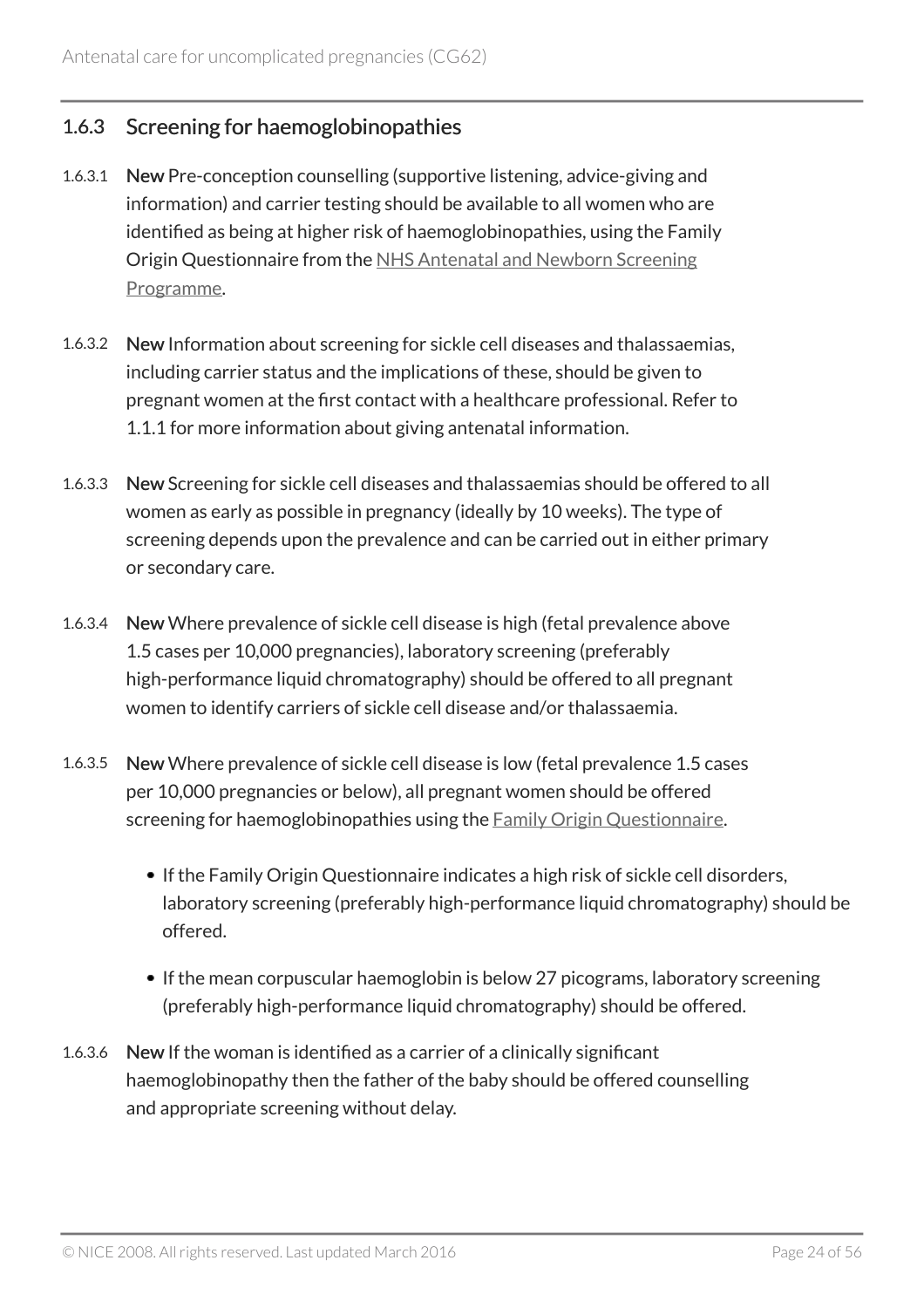### 1.6.3 Screening for haemoglobinopathies

1.6.3.1 **New** Pre-conception counselling (supportive listening, advice-giving and information) and carrier testing should be available to all women who are identified as being at higher risk of haemoglobinopathies, using the Family Origin Questionnaire from the NHS Antenatal and Newborn Screening Programme.

1.6.3.2 **New** Information about screening for sickle cell diseases and thalassaemias, including carrier status and the implications of these, should be given to pregnant women at the first contact with a healthcare professional. Refer to 1.1.1 for more information about giving antenatal information.

1.6.3.3 **New** Screening for sickle cell diseases and thalassaemias should be offered to all women as early as possible in pregnancy (ideally by 10 weeks). The type of screening depends upon the prevalence and can be carried out in either primary or secondary care.

1.6.3.4 **New** Where prevalence of sickle cell disease is high (fetal prevalence above 1.5 cases per 10,000 pregnancies), laboratory screening (preferably high-performance liquid chromatography) should be offered to all pregnant women to identify carriers of sickle cell disease and/or thalassaemia.

1.6.3.5 **New** Where prevalence of sickle cell disease is low (fetal prevalence 1.5 cases per 10,000 pregnancies or below), all pregnant women should be offered screening for haemoglobinopathies using the Family Origin Questionnaire.

- If the Family Origin Questionnaire indicates a high risk of sickle cell disorders, laboratory screening (preferably high-performance liquid chromatography) should be offered.
- If the mean corpuscular haemoglobin is below 27 picograms, laboratory screening (preferably high-performance liquid chromatography) should be offered.

1.6.3.6 **New** If the woman is identified as a carrier of a clinically significant haemoglobinopathy then the father of the baby should be offered counselling and appropriate screening without delay.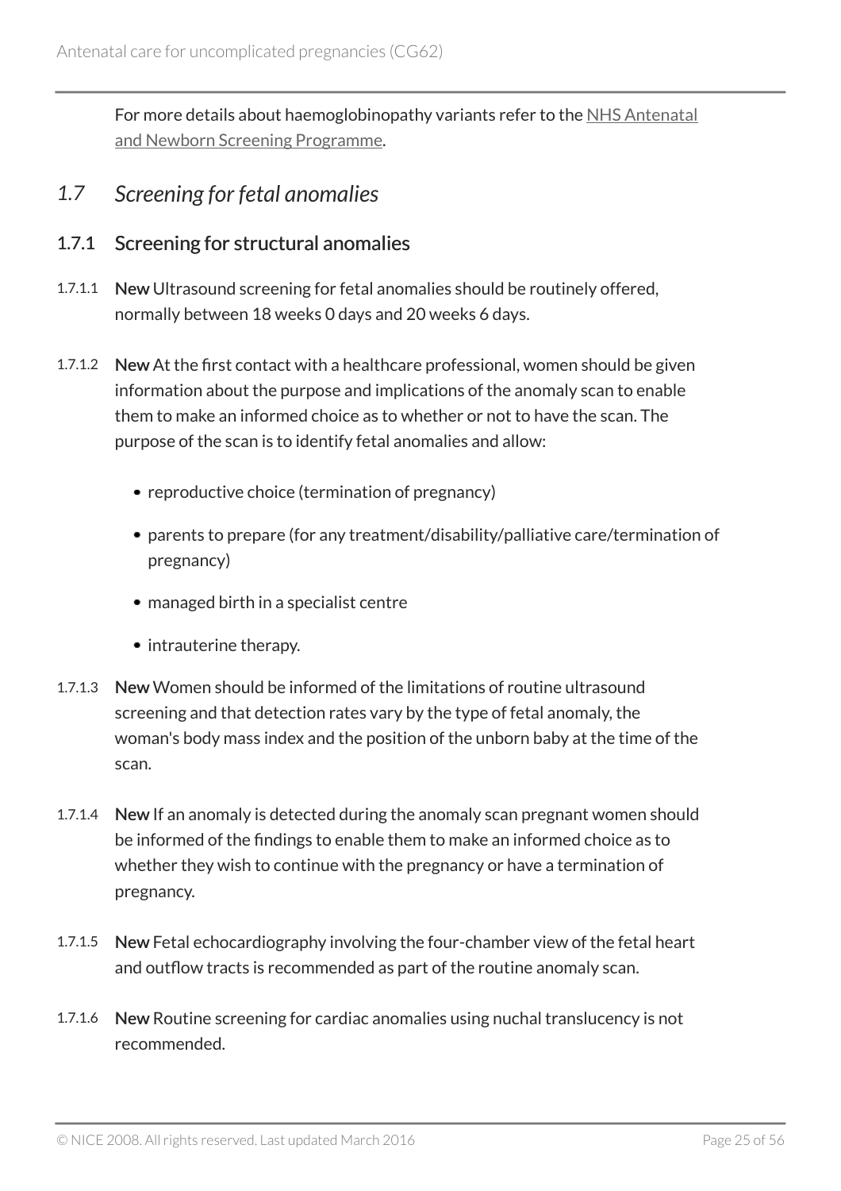For more details about haemoglobinopathy variants refer to the NHS Antenatal and Newborn Screening Programme.

## 1.7 *Screening for fetal anomalies*

### 1.7.1 Screening for structural anomalies

1.7.1.1 **New** Ultrasound screening for fetal anomalies should be routinely offered, normally between 18 weeks 0 days and 20 weeks 6 days.

1.7.1.2 **New** At the first contact with a healthcare professional, women should be given information about the purpose and implications of the anomaly scan to enable them to make an informed choice as to whether or not to have the scan. The purpose of the scan is to identify fetal anomalies and allow:

- reproductive choice (termination of pregnancy)
- parents to prepare (for any treatment/disability/palliative care/termination of pregnancy)
- managed birth in a specialist centre
- intrauterine therapy.

1.7.1.3 **New** Women should be informed of the limitations of routine ultrasound screening and that detection rates vary by the type of fetal anomaly, the woman's body mass index and the position of the unborn baby at the time of the scan.

1.7.1.4 **New** If an anomaly is detected during the anomaly scan pregnant women should be informed of the findings to enable them to make an informed choice as to whether they wish to continue with the pregnancy or have a termination of pregnancy.

1.7.1.5 **New** Fetal echocardiography involving the four-chamber view of the fetal heart and outflow tracts is recommended as part of the routine anomaly scan.

1.7.1.6 **New** Routine screening for cardiac anomalies using nuchal translucency is not recommended.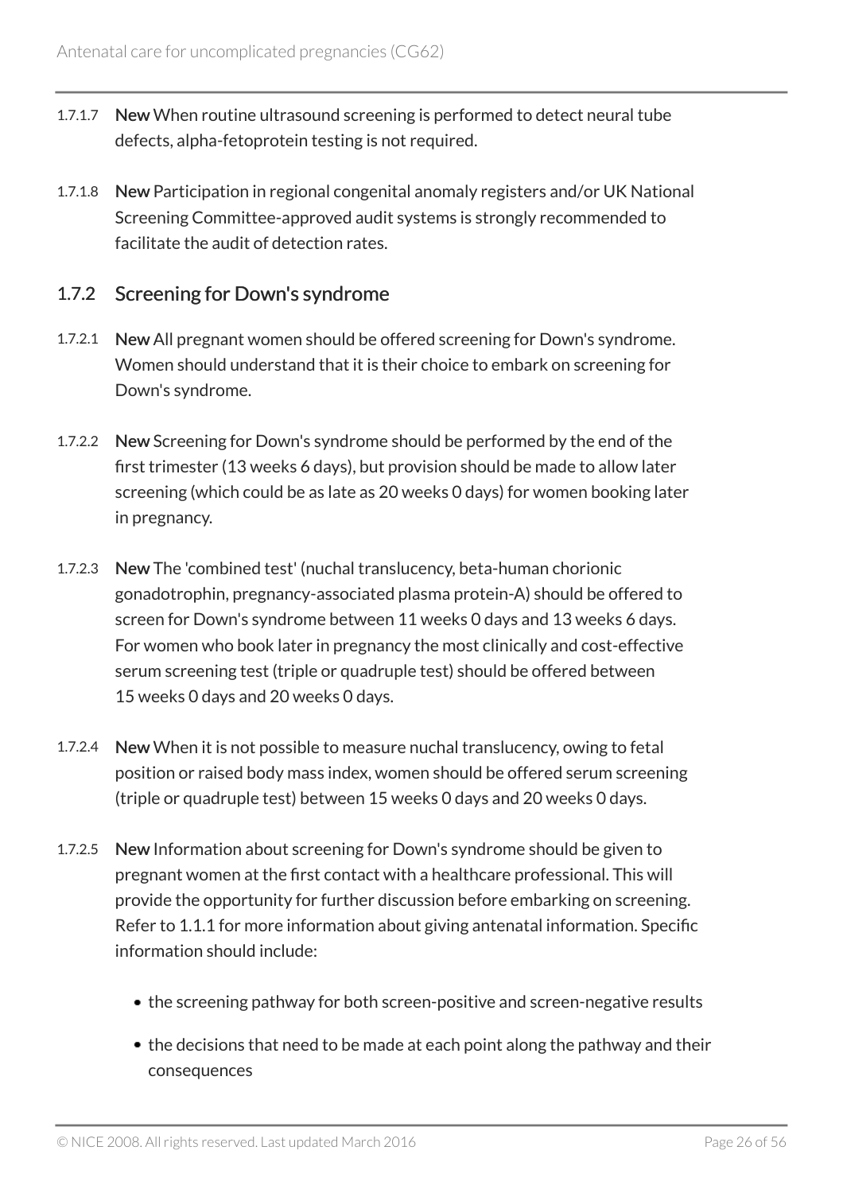1.7.1.7 **New** When routine ultrasound screening is performed to detect neural tube defects, alpha-fetoprotein testing is not required.

1.7.1.8 **New** Participation in regional congenital anomaly registers and/or UK National Screening Committee-approved audit systems is strongly recommended to facilitate the audit of detection rates.

### 1.7.2 Screening for Down's syndrome

1.7.2.1 **New** All pregnant women should be offered screening for Down's syndrome. Women should understand that it is their choice to embark on screening for Down's syndrome.

1.7.2.2 **New** Screening for Down's syndrome should be performed by the end of the first trimester (13 weeks 6 days), but provision should be made to allow later screening (which could be as late as 20 weeks 0 days) for women booking later in pregnancy.

1.7.2.3 **New** The 'combined test' (nuchal translucency, beta-human chorionic gonadotrophin, pregnancy-associated plasma protein-A) should be offered to screen for Down's syndrome between 11 weeks 0 days and 13 weeks 6 days. For women who book later in pregnancy the most clinically and cost-effective serum screening test (triple or quadruple test) should be offered between 15 weeks 0 days and 20 weeks 0 days.

1.7.2.4 **New** When it is not possible to measure nuchal translucency, owing to fetal position or raised body mass index, women should be offered serum screening (triple or quadruple test) between 15 weeks 0 days and 20 weeks 0 days.

1.7.2.5 **New** Information about screening for Down's syndrome should be given to pregnant women at the first contact with a healthcare professional. This will provide the opportunity for further discussion before embarking on screening. Refer to 1.1.1 for more information about giving antenatal information. Specific information should include:

- the screening pathway for both screen-positive and screen-negative results
- the decisions that need to be made at each point along the pathway and their consequences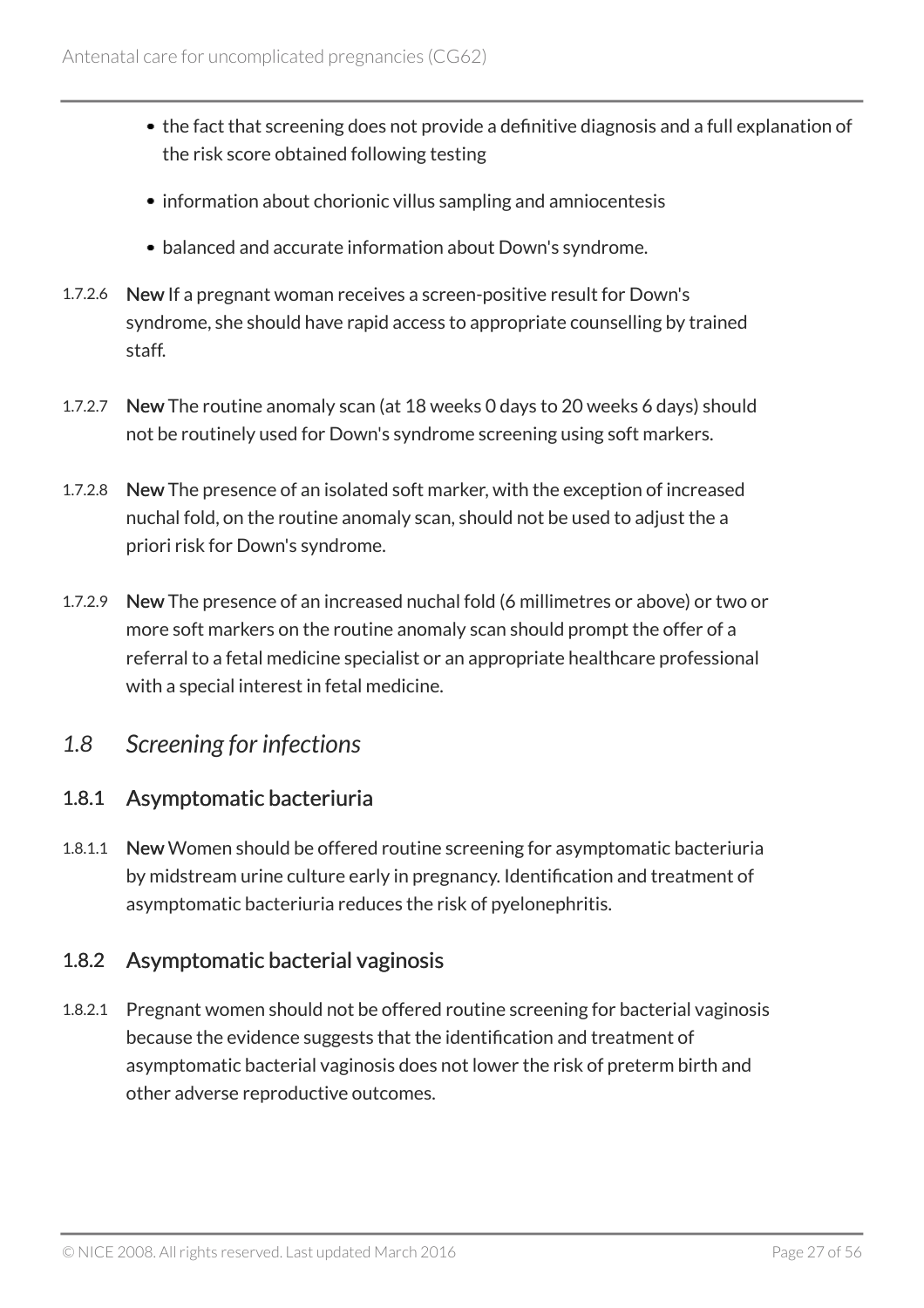- the fact that screening does not provide a definitive diagnosis and a full explanation of the risk score obtained following testing
- information about chorionic villus sampling and amniocentesis
- balanced and accurate information about Down's syndrome.

1.7.2.6 **New** If a pregnant woman receives a screen-positive result for Down's syndrome, she should have rapid access to appropriate counselling by trained staff.

1.7.2.7 **New** The routine anomaly scan (at 18 weeks 0 days to 20 weeks 6 days) should not be routinely used for Down's syndrome screening using soft markers.

1.7.2.8 **New** The presence of an isolated soft marker, with the exception of increased nuchal fold, on the routine anomaly scan, should not be used to adjust the a priori risk for Down's syndrome.

1.7.2.9 **New** The presence of an increased nuchal fold (6 millimetres or above) or two or more soft markers on the routine anomaly scan should prompt the offer of a referral to a fetal medicine specialist or an appropriate healthcare professional with a special interest in fetal medicine.

## *1.8 Screening for infections*

### 1.8.1 Asymptomatic bacteriuria

1.8.1.1 **New** Women should be offered routine screening for asymptomatic bacteriuria by midstream urine culture early in pregnancy. Identification and treatment of asymptomatic bacteriuria reduces the risk of pyelonephritis.

### 1.8.2 Asymptomatic bacterial vaginosis

1.8.2.1 Pregnant women should not be offered routine screening for bacterial vaginosis because the evidence suggests that the identification and treatment of asymptomatic bacterial vaginosis does not lower the risk of preterm birth and other adverse reproductive outcomes.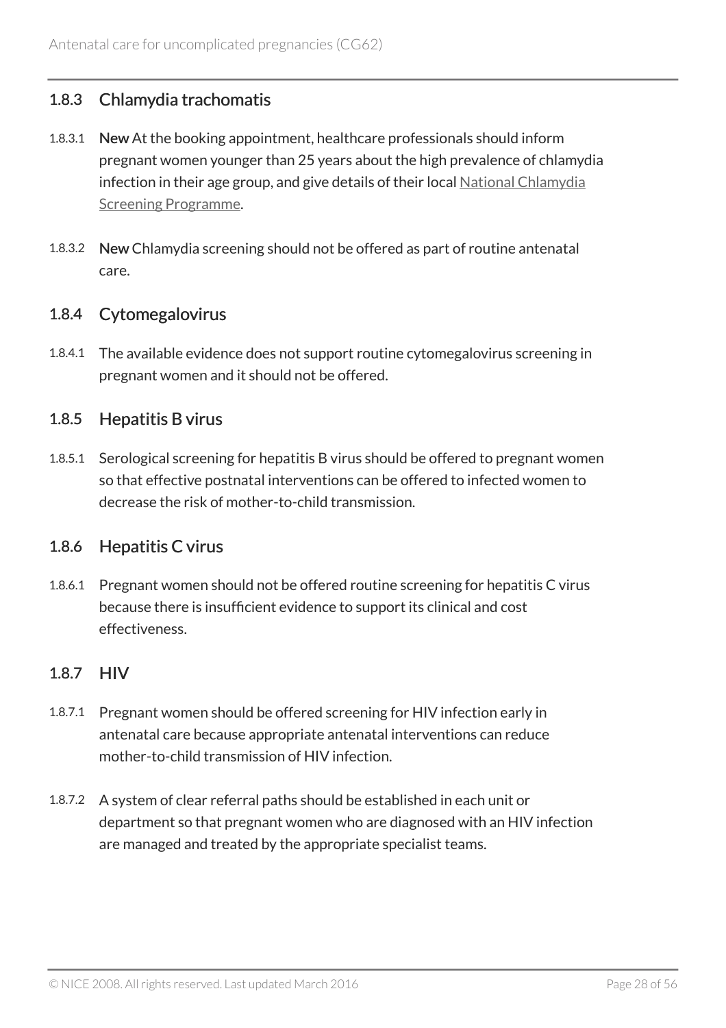### 1.8.3 Chlamydia trachomatis

1.8.3.1 **New** At the booking appointment, healthcare professionals should inform pregnant women younger than 25 years about the high prevalence of chlamydia infection in their age group, and give details of their local National Chlamydia Screening Programme.

1.8.3.2 **New** Chlamydia screening should not be offered as part of routine antenatal care.

### 1.8.4 Cytomegalovirus

1.8.4.1 The available evidence does not support routine cytomegalovirus screening in pregnant women and it should not be offered.

### 1.8.5 Hepatitis B virus

1.8.5.1 Serological screening for hepatitis B virus should be offered to pregnant women so that effective postnatal interventions can be offered to infected women to decrease the risk of mother-to-child transmission.

### 1.8.6 Hepatitis C virus

1.8.6.1 Pregnant women should not be offered routine screening for hepatitis C virus because there is insufficient evidence to support its clinical and cost effectiveness.

### 1.8.7 HIV

1.8.7.1 Pregnant women should be offered screening for HIV infection early in antenatal care because appropriate antenatal interventions can reduce mother-to-child transmission of HIV infection.

1.8.7.2 A system of clear referral paths should be established in each unit or department so that pregnant women who are diagnosed with an HIV infection are managed and treated by the appropriate specialist teams.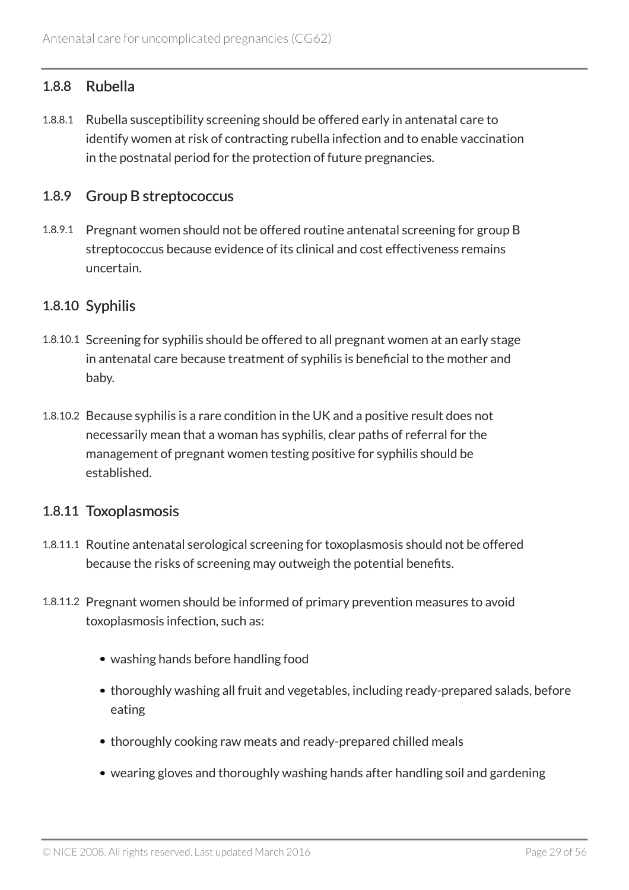### 1.8.8 Rubella

1.8.8.1 Rubella susceptibility screening should be offered early in antenatal care to identify women at risk of contracting rubella infection and to enable vaccination in the postnatal period for the protection of future pregnancies.

### 1.8.9 Group B streptococcus

1.8.9.1 Pregnant women should not be offered routine antenatal screening for group B streptococcus because evidence of its clinical and cost effectiveness remains uncertain.

### 1.8.10 Syphilis

1.8.10.1 Screening for syphilis should be offered to all pregnant women at an early stage in antenatal care because treatment of syphilis is beneficial to the mother and baby.

1.8.10.2 Because syphilis is a rare condition in the UK and a positive result does not necessarily mean that a woman has syphilis, clear paths of referral for the management of pregnant women testing positive for syphilis should be established.

### 1.8.11 Toxoplasmosis

1.8.11.1 Routine antenatal serological screening for toxoplasmosis should not be offered because the risks of screening may outweigh the potential benefits.

1.8.11.2 Pregnant women should be informed of primary prevention measures to avoid toxoplasmosis infection, such as:

- washing hands before handling food
- thoroughly washing all fruit and vegetables, including ready-prepared salads, before eating
- thoroughly cooking raw meats and ready-prepared chilled meals
- wearing gloves and thoroughly washing hands after handling soil and gardening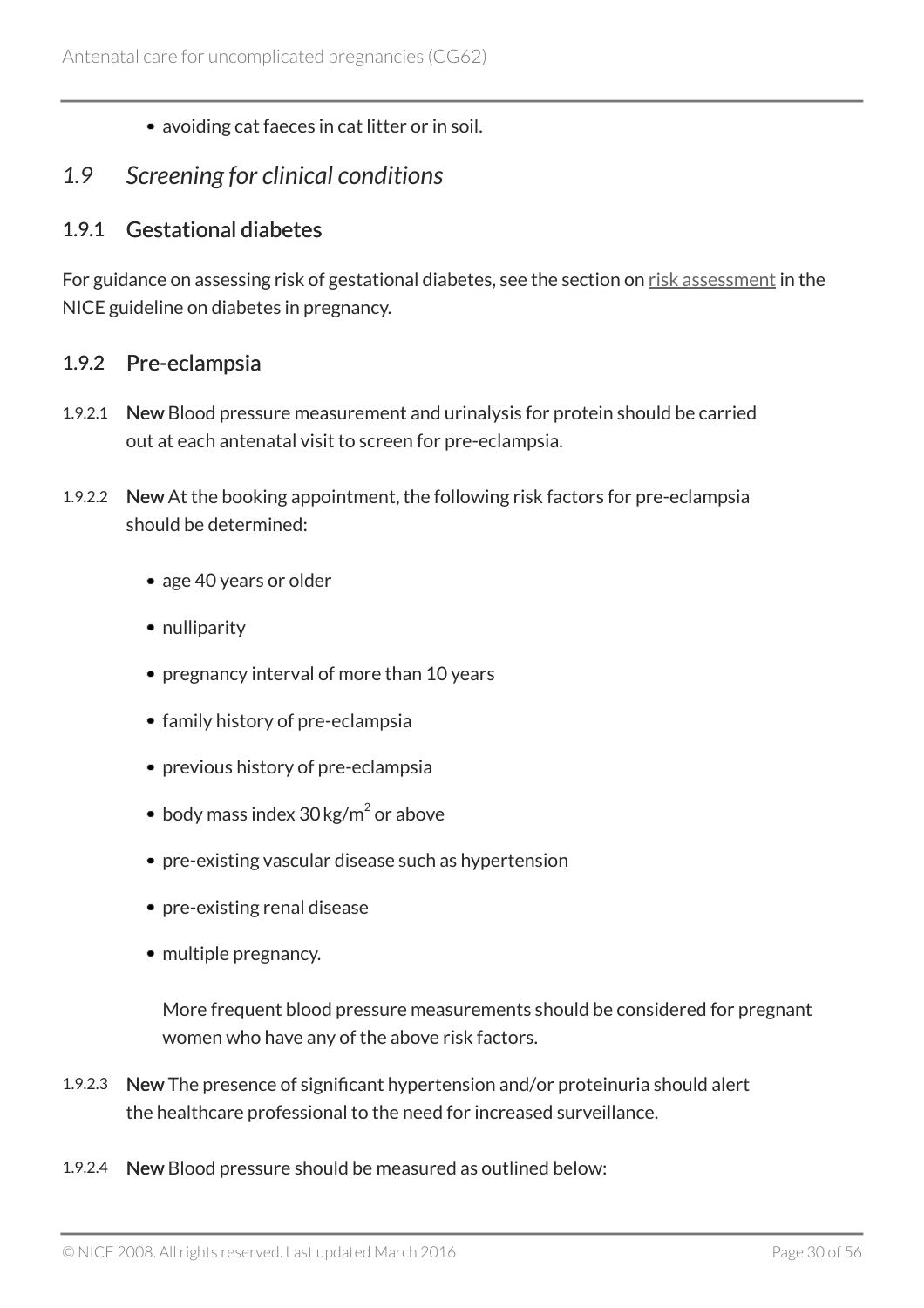- avoiding cat faeces in cat litter or in soil.

## *1.9 Screening for clinical conditions*

### 1.9.1 Gestational diabetes

For guidance on assessing risk of gestational diabetes, see the section on risk assessment in the NICE guideline on diabetes in pregnancy.

### 1.9.2 Pre-eclampsia

1.9.2.1 **New** Blood pressure measurement and urinalysis for protein should be carried out at each antenatal visit to screen for pre-eclampsia.

1.9.2.2 **New** At the booking appointment, the following risk factors for pre-eclampsia should be determined:

- age 40 years or older
- nulliparity
- pregnancy interval of more than 10 years
- family history of pre-eclampsia
- previous history of pre-eclampsia
- body mass index 30 $kg/m^2$ or above
- pre-existing vascular disease such as hypertension
- pre-existing renal disease
- multiple pregnancy.

More frequent blood pressure measurements should be considered for pregnant women who have any of the above risk factors.

1.9.2.3 **New** The presence of significant hypertension and/or proteinuria should alert the healthcare professional to the need for increased surveillance.

1.9.2.4 **New** Blood pressure should be measured as outlined below: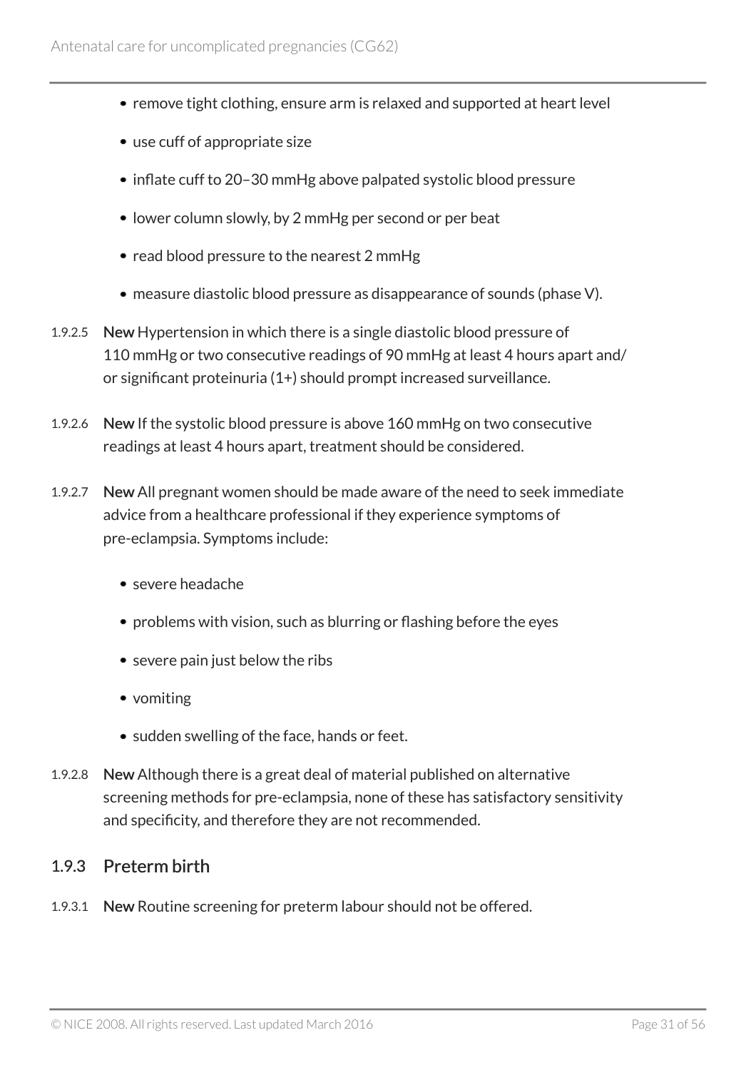- remove tight clothing, ensure arm is relaxed and supported at heart level
- use cuff of appropriate size
- inflate cuff to 20–30 mmHg above palpated systolic blood pressure
- lower column slowly, by 2 mmHg per second or per beat
- read blood pressure to the nearest 2 mmHg
- measure diastolic blood pressure as disappearance of sounds (phase V).

1.9.2.5 **New** Hypertension in which there is a single diastolic blood pressure of 110 mmHg or two consecutive readings of 90 mmHg at least 4 hours apart and/or significant proteinuria (1+) should prompt increased surveillance.

1.9.2.6 **New** If the systolic blood pressure is above 160 mmHg on two consecutive readings at least 4 hours apart, treatment should be considered.

1.9.2.7 **New** All pregnant women should be made aware of the need to seek immediate advice from a healthcare professional if they experience symptoms of pre-eclampsia. Symptoms include:

- severe headache
- problems with vision, such as blurring or flashing before the eyes
- severe pain just below the ribs
- vomiting
- sudden swelling of the face, hands or feet.

1.9.2.8 **New** Although there is a great deal of material published on alternative screening methods for pre-eclampsia, none of these has satisfactory sensitivity and specificity, and therefore they are not recommended.

### 1.9.3 Preterm birth

1.9.3.1 **New** Routine screening for preterm labour should not be offered.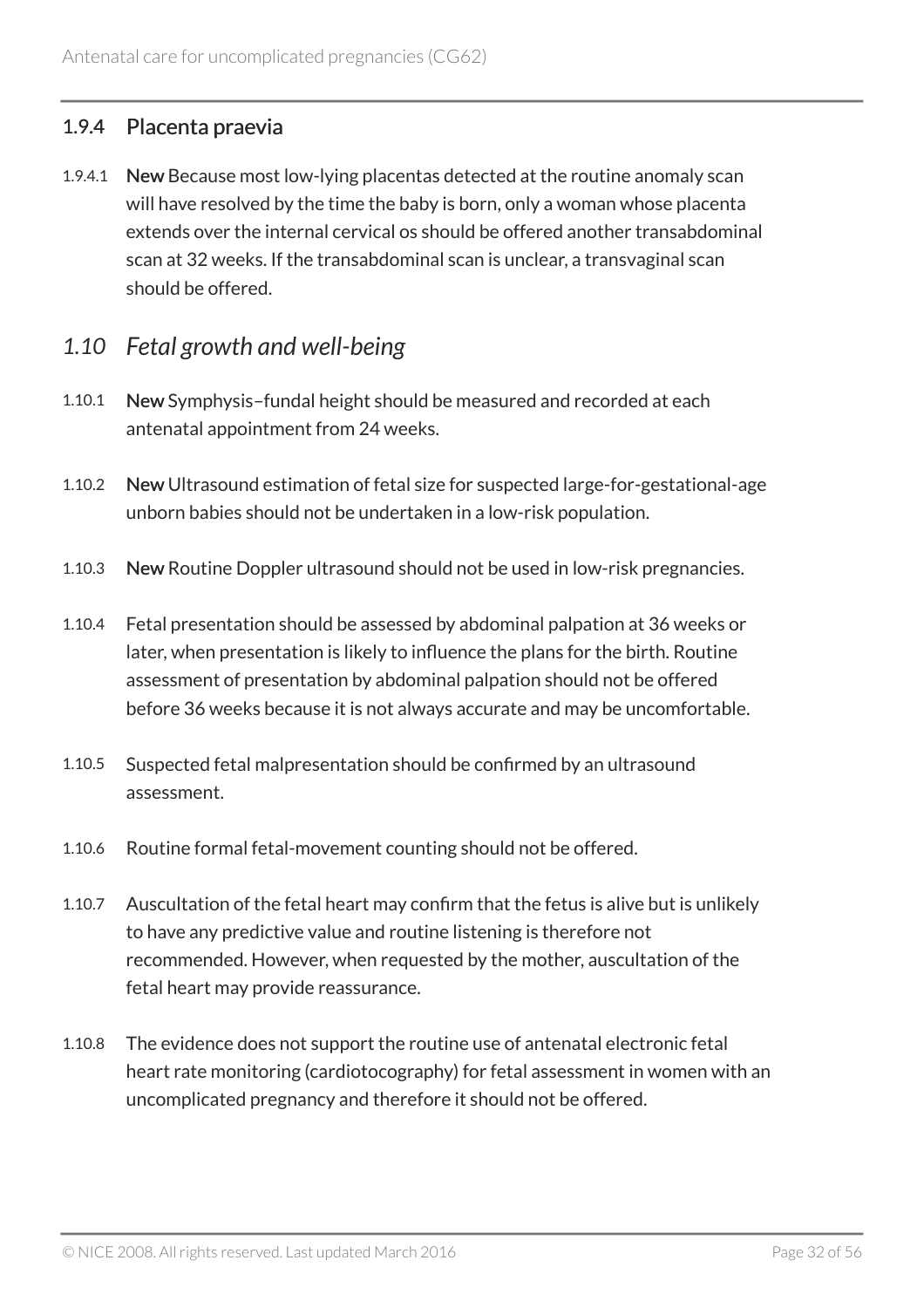### 1.9.4 Placenta praevia

1.9.4.1 **New** Because most low-lying placentas detected at the routine anomaly scan will have resolved by the time the baby is born, only a woman whose placenta extends over the internal cervical os should be offered another transabdominal scan at 32 weeks. If the transabdominal scan is unclear, a transvaginal scan should be offered.

## *1.10 Fetal growth and well-being*

1.10.1 **New** Symphysis–fundal height should be measured and recorded at each antenatal appointment from 24 weeks.

1.10.2 **New** Ultrasound estimation of fetal size for suspected large-for-gestational-age unborn babies should not be undertaken in a low-risk population.

1.10.3 **New** Routine Doppler ultrasound should not be used in low-risk pregnancies.

1.10.4 Fetal presentation should be assessed by abdominal palpation at 36 weeks or later, when presentation is likely to influence the plans for the birth. Routine assessment of presentation by abdominal palpation should not be offered before 36 weeks because it is not always accurate and may be uncomfortable.

1.10.5 Suspected fetal malpresentation should be confirmed by an ultrasound assessment.

1.10.6 Routine formal fetal-movement counting should not be offered.

1.10.7 Auscultation of the fetal heart may confirm that the fetus is alive but is unlikely to have any predictive value and routine listening is therefore not recommended. However, when requested by the mother, auscultation of the fetal heart may provide reassurance.

1.10.8 The evidence does not support the routine use of antenatal electronic fetal heart rate monitoring (cardiotocography) for fetal assessment in women with an uncomplicated pregnancy and therefore it should not be offered.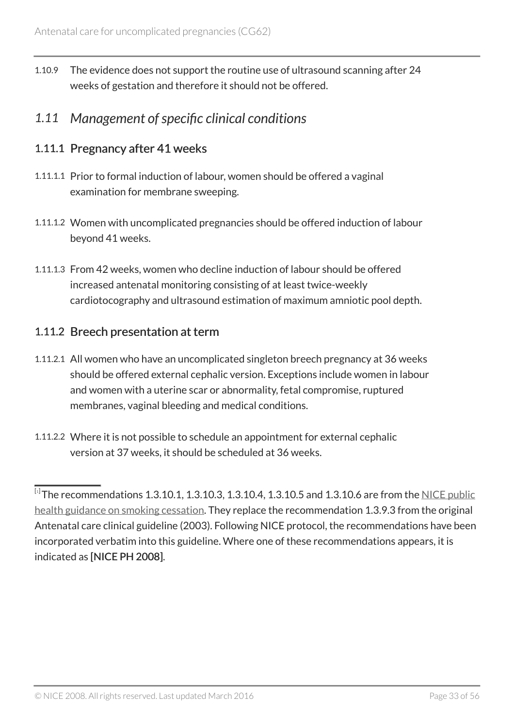1.10.9 The evidence does not support the routine use of ultrasound scanning after 24 weeks of gestation and therefore it should not be offered.

## *1.11 Management of specific clinical conditions*

### 1.11.1 Pregnancy after 41 weeks

1.11.1.1 Prior to formal induction of labour, women should be offered a vaginal examination for membrane sweeping.

1.11.1.2 Women with uncomplicated pregnancies should be offered induction of labour beyond 41 weeks.

1.11.1.3 From 42 weeks, women who decline induction of labour should be offered increased antenatal monitoring consisting of at least twice-weekly cardiotocography and ultrasound estimation of maximum amniotic pool depth.

### 1.11.2 Breech presentation at term

1.11.2.1 All women who have an uncomplicated singleton breech pregnancy at 36 weeks should be offered external cephalic version. Exceptions include women in labour and women with a uterine scar or abnormality, fetal compromise, ruptured membranes, vaginal bleeding and medical conditions.

1.11.2.2 Where it is not possible to schedule an appointment for external cephalic version at 37 weeks, it should be scheduled at 36 weeks.

---

[1] The recommendations 1.3.10.1, 1.3.10.3, 1.3.10.4, 1.3.10.5 and 1.3.10.6 are from the NICE public health guidance on smoking cessation. They replace the recommendation 1.3.9.3 from the original Antenatal care clinical guideline (2003). Following NICE protocol, the recommendations have been incorporated verbatim into this guideline. Where one of these recommendations appears, it is indicated as **[NICE PH 2008]**.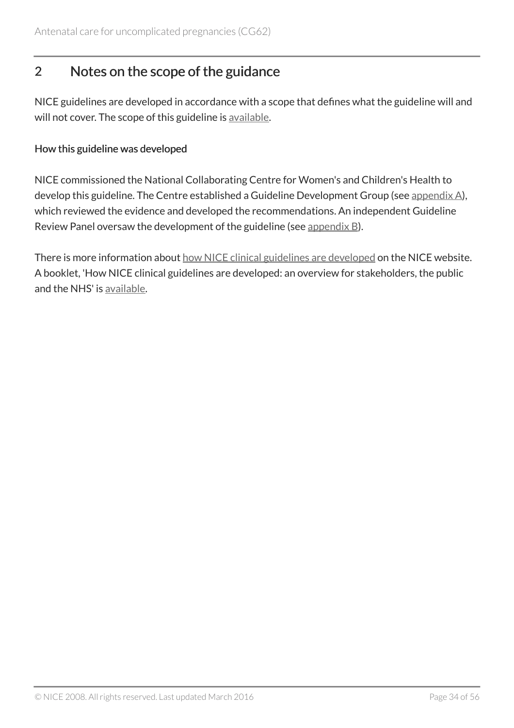## 2 Notes on the scope of the guidance

NICE guidelines are developed in accordance with a scope that defines what the guideline will and will not cover. The scope of this guideline is available.

### How this guideline was developed

NICE commissioned the National Collaborating Centre for Women's and Children's Health to develop this guideline. The Centre established a Guideline Development Group (see appendix A), which reviewed the evidence and developed the recommendations. An independent Guideline Review Panel oversaw the development of the guideline (see appendix B).

There is more information about how NICE clinical guidelines are developed on the NICE website. A booklet, 'How NICE clinical guidelines are developed: an overview for stakeholders, the public and the NHS' is available.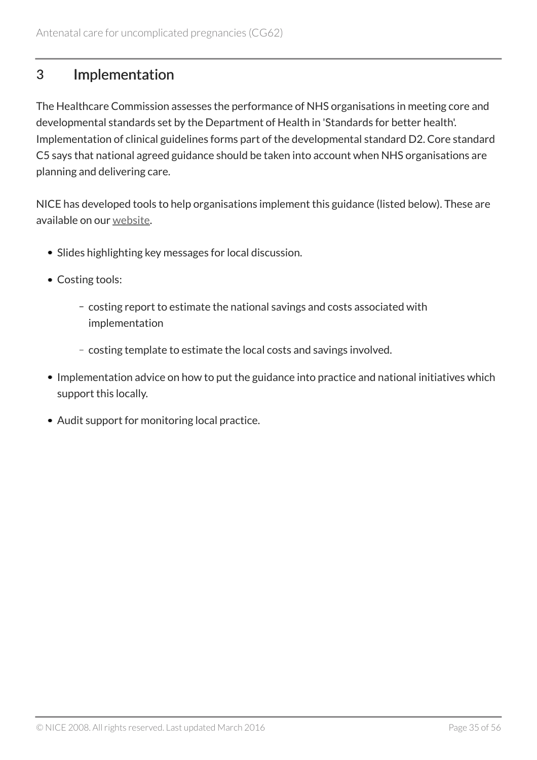## 3 Implementation

The Healthcare Commission assesses the performance of NHS organisations in meeting core and developmental standards set by the Department of Health in 'Standards for better health'. Implementation of clinical guidelines forms part of the developmental standard D2. Core standard C5 says that national agreed guidance should be taken into account when NHS organisations are planning and delivering care.

NICE has developed tools to help organisations implement this guidance (listed below). These are available on our website.

- Slides highlighting key messages for local discussion.
- Costing tools:
  - costing report to estimate the national savings and costs associated with implementation
  - costing template to estimate the local costs and savings involved.
- Implementation advice on how to put the guidance into practice and national initiatives which support this locally.
- Audit support for monitoring local practice.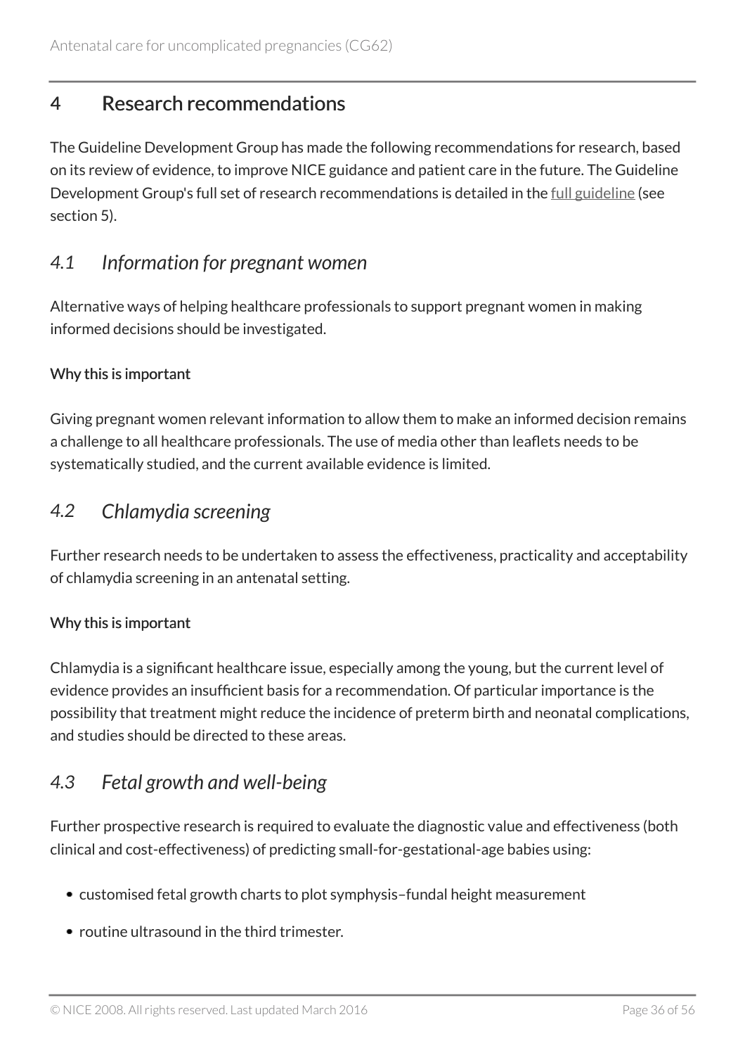## 4 Research recommendations

The Guideline Development Group has made the following recommendations for research, based on its review of evidence, to improve NICE guidance and patient care in the future. The Guideline Development Group's full set of research recommendations is detailed in the full guideline (see section 5).

### *4.1 Information for pregnant women*

Alternative ways of helping healthcare professionals to support pregnant women in making informed decisions should be investigated.

#### Why this is important

Giving pregnant women relevant information to allow them to make an informed decision remains a challenge to all healthcare professionals. The use of media other than leaflets needs to be systematically studied, and the current available evidence is limited.

### *4.2 Chlamydia screening*

Further research needs to be undertaken to assess the effectiveness, practicality and acceptability of chlamydia screening in an antenatal setting.

#### Why this is important

Chlamydia is a significant healthcare issue, especially among the young, but the current level of evidence provides an insufficient basis for a recommendation. Of particular importance is the possibility that treatment might reduce the incidence of preterm birth and neonatal complications, and studies should be directed to these areas.

### *4.3 Fetal growth and well-being*

Further prospective research is required to evaluate the diagnostic value and effectiveness (both clinical and cost-effectiveness) of predicting small-for-gestational-age babies using:

- customised fetal growth charts to plot symphysis–fundal height measurement
- routine ultrasound in the third trimester.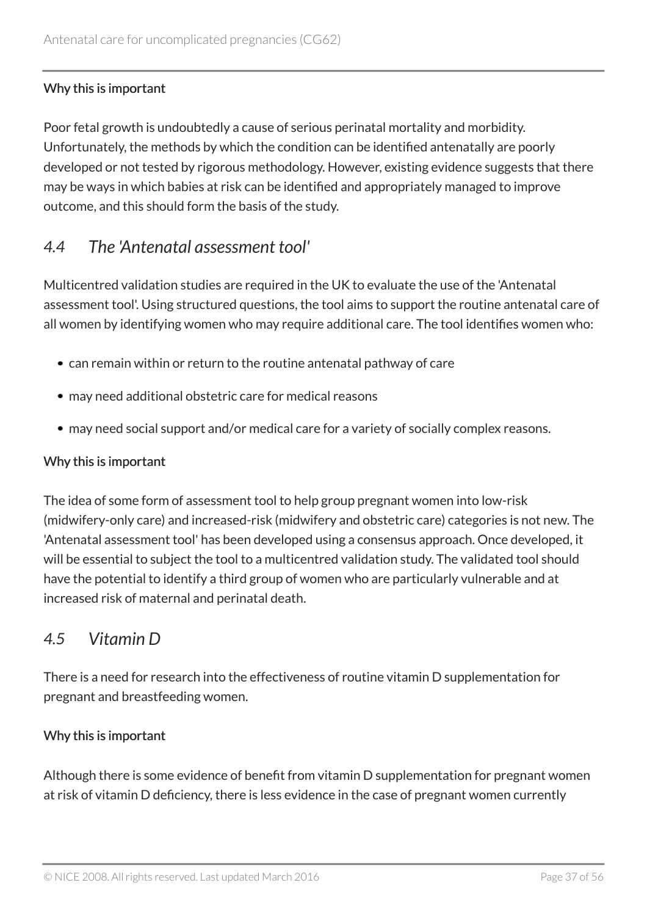**Why this is important**

Poor fetal growth is undoubtedly a cause of serious perinatal mortality and morbidity. Unfortunately, the methods by which the condition can be identified antenatally are poorly developed or not tested by rigorous methodology. However, existing evidence suggests that there may be ways in which babies at risk can be identified and appropriately managed to improve outcome, and this should form the basis of the study.

## *4.4 The 'Antenatal assessment tool'*

Multicentred validation studies are required in the UK to evaluate the use of the 'Antenatal assessment tool'. Using structured questions, the tool aims to support the routine antenatal care of all women by identifying women who may require additional care. The tool identifies women who:

- can remain within or return to the routine antenatal pathway of care
- may need additional obstetric care for medical reasons
- may need social support and/or medical care for a variety of socially complex reasons.

**Why this is important**

The idea of some form of assessment tool to help group pregnant women into low-risk (midwifery-only care) and increased-risk (midwifery and obstetric care) categories is not new. The 'Antenatal assessment tool' has been developed using a consensus approach. Once developed, it will be essential to subject the tool to a multicentred validation study. The validated tool should have the potential to identify a third group of women who are particularly vulnerable and at increased risk of maternal and perinatal death.

## *4.5 Vitamin D*

There is a need for research into the effectiveness of routine vitamin D supplementation for pregnant and breastfeeding women.

**Why this is important**

Although there is some evidence of benefit from vitamin D supplementation for pregnant women at risk of vitamin D deficiency, there is less evidence in the case of pregnant women currently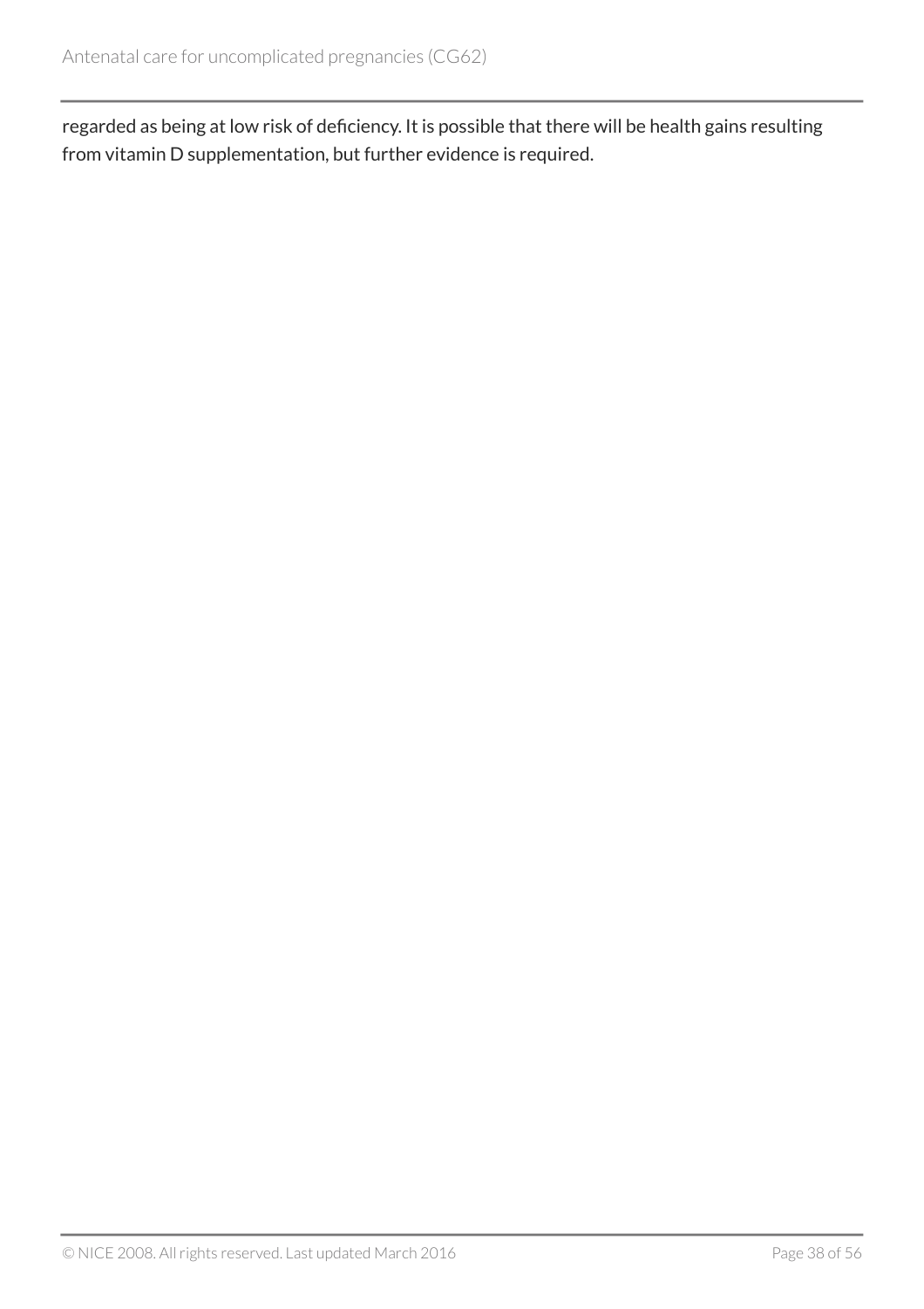regarded as being at low risk of deficiency. It is possible that there will be health gains resulting from vitamin D supplementation, but further evidence is required.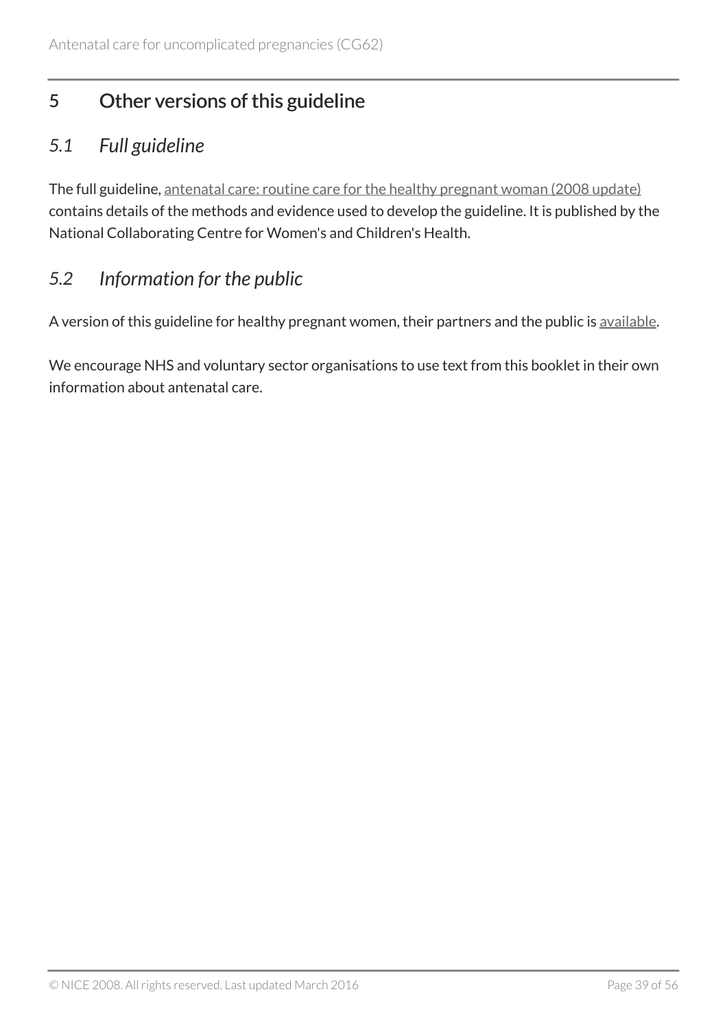# 5 Other versions of this guideline

## *5.1 Full guideline*

The full guideline, antenatal care: routine care for the healthy pregnant woman (2008 update) contains details of the methods and evidence used to develop the guideline. It is published by the National Collaborating Centre for Women's and Children's Health.

## *5.2 Information for the public*

A version of this guideline for healthy pregnant women, their partners and the public is available.

We encourage NHS and voluntary sector organisations to use text from this booklet in their own information about antenatal care.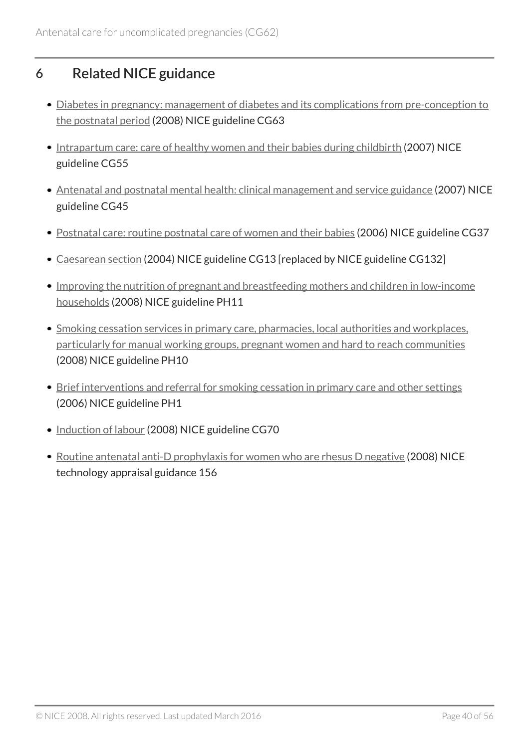## 6 Related NICE guidance

- Diabetes in pregnancy: management of diabetes and its complications from pre-conception to the postnatal period (2008) NICE guideline CG63
- Intrapartum care: care of healthy women and their babies during childbirth (2007) NICE guideline CG55
- Antenatal and postnatal mental health: clinical management and service guidance (2007) NICE guideline CG45
- Postnatal care: routine postnatal care of women and their babies (2006) NICE guideline CG37
- Caesarean section (2004) NICE guideline CG13 [replaced by NICE guideline CG132]
- Improving the nutrition of pregnant and breastfeeding mothers and children in low-income households (2008) NICE guideline PH11
- Smoking cessation services in primary care, pharmacies, local authorities and workplaces, particularly for manual working groups, pregnant women and hard to reach communities (2008) NICE guideline PH10
- Brief interventions and referral for smoking cessation in primary care and other settings (2006) NICE guideline PH1
- Induction of labour (2008) NICE guideline CG70
- Routine antenatal anti-D prophylaxis for women who are rhesus D negative (2008) NICE technology appraisal guidance 156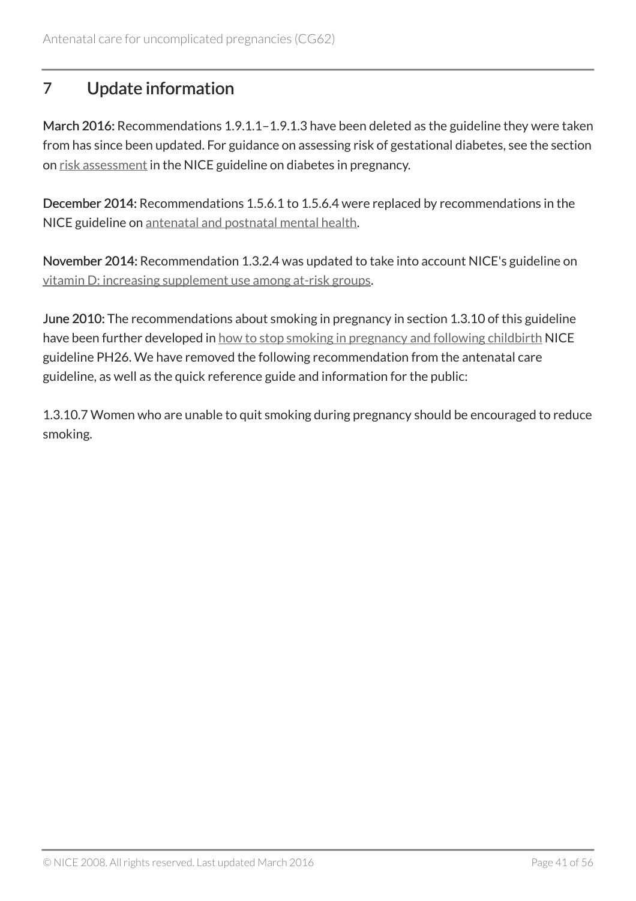## 7 Update information

**March 2016:** Recommendations 1.9.1.1–1.9.1.3 have been deleted as the guideline they were taken from has since been updated. For guidance on assessing risk of gestational diabetes, see the section on risk assessment in the NICE guideline on diabetes in pregnancy.

**December 2014:** Recommendations 1.5.6.1 to 1.5.6.4 were replaced by recommendations in the NICE guideline on antenatal and postnatal mental health.

**November 2014:** Recommendation 1.3.2.4 was updated to take into account NICE's guideline on vitamin D: increasing supplement use among at-risk groups.

**June 2010:** The recommendations about smoking in pregnancy in section 1.3.10 of this guideline have been further developed in how to stop smoking in pregnancy and following childbirth NICE guideline PH26. We have removed the following recommendation from the antenatal care guideline, as well as the quick reference guide and information for the public:

1.3.10.7 Women who are unable to quit smoking during pregnancy should be encouraged to reduce smoking.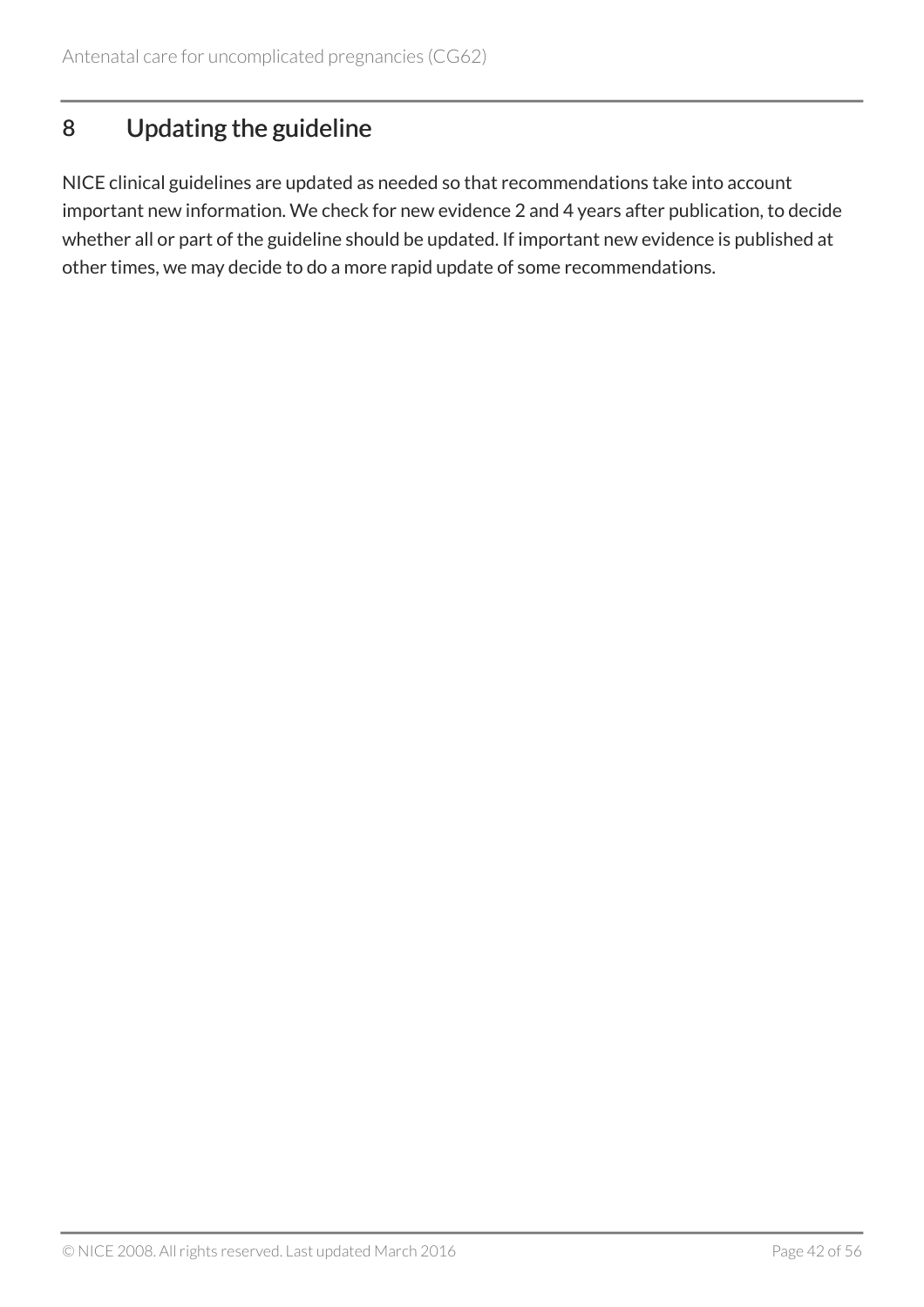## 8 Updating the guideline

NICE clinical guidelines are updated as needed so that recommendations take into account important new information. We check for new evidence 2 and 4 years after publication, to decide whether all or part of the guideline should be updated. If important new evidence is published at other times, we may decide to do a more rapid update of some recommendations.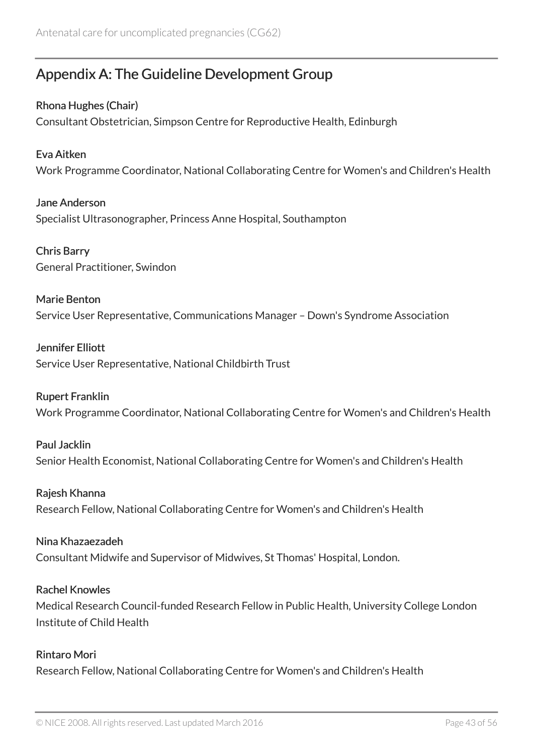## Appendix A: The Guideline Development Group

**Rhona Hughes (Chair)**
Consultant Obstetrician, Simpson Centre for Reproductive Health, Edinburgh

**Eva Aitken**
Work Programme Coordinator, National Collaborating Centre for Women's and Children's Health

**Jane Anderson**
Specialist Ultrasonographer, Princess Anne Hospital, Southampton

**Chris Barry**
General Practitioner, Swindon

**Marie Benton**
Service User Representative, Communications Manager – Down's Syndrome Association

**Jennifer Elliott**
Service User Representative, National Childbirth Trust

**Rupert Franklin**
Work Programme Coordinator, National Collaborating Centre for Women's and Children's Health

**Paul Jacklin**
Senior Health Economist, National Collaborating Centre for Women's and Children's Health

**Rajesh Khanna**
Research Fellow, National Collaborating Centre for Women's and Children's Health

**Nina Khazaezadeh**
Consultant Midwife and Supervisor of Midwives, St Thomas' Hospital, London.

**Rachel Knowles**
Medical Research Council-funded Research Fellow in Public Health, University College London Institute of Child Health

**Rintaro Mori**
Research Fellow, National Collaborating Centre for Women's and Children's Health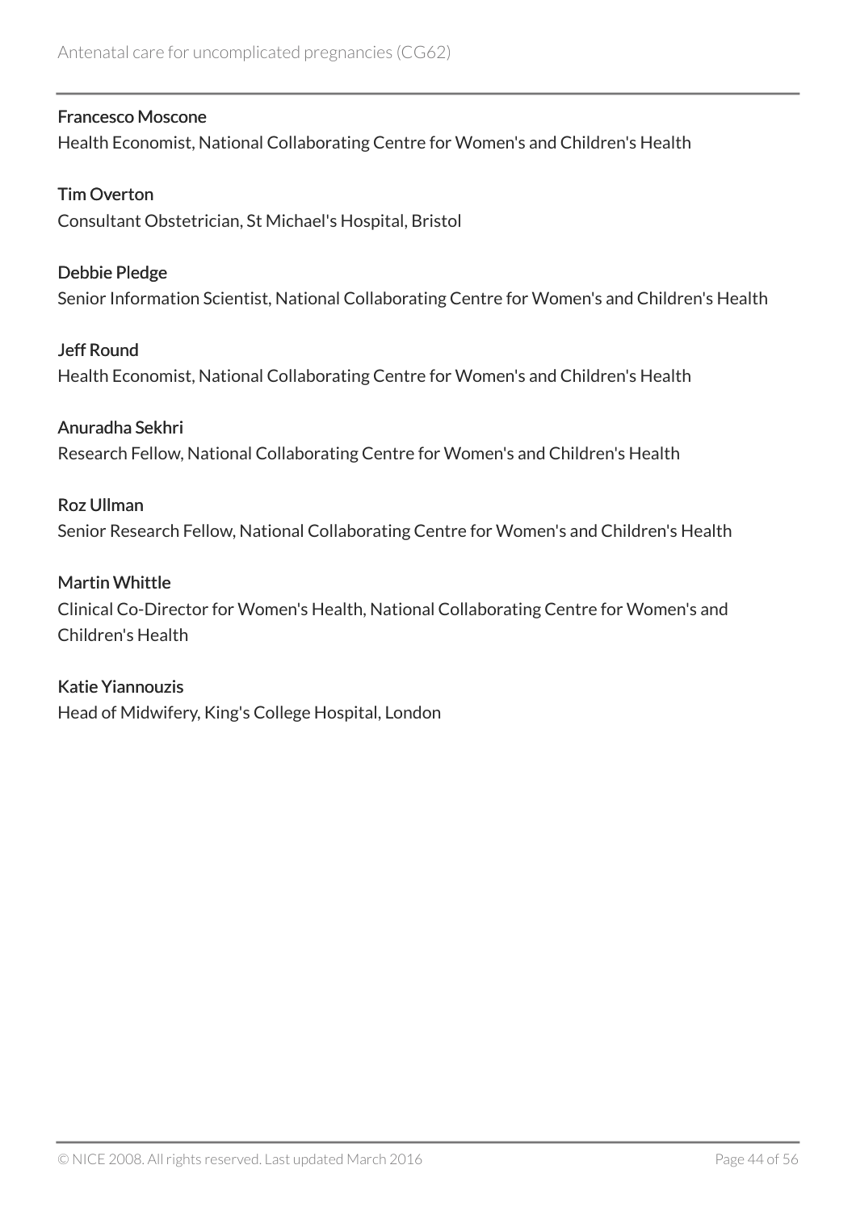Francesco Moscone
Health Economist, National Collaborating Centre for Women's and Children's Health

Tim Overton
Consultant Obstetrician, St Michael's Hospital, Bristol

Debbie Pledge
Senior Information Scientist, National Collaborating Centre for Women's and Children's Health

Jeff Round
Health Economist, National Collaborating Centre for Women's and Children's Health

Anuradha Sekhri
Research Fellow, National Collaborating Centre for Women's and Children's Health

Roz Ullman
Senior Research Fellow, National Collaborating Centre for Women's and Children's Health

Martin Whittle
Clinical Co-Director for Women's Health, National Collaborating Centre for Women's and Children's Health

Katie Yiannouzis
Head of Midwifery, King's College Hospital, London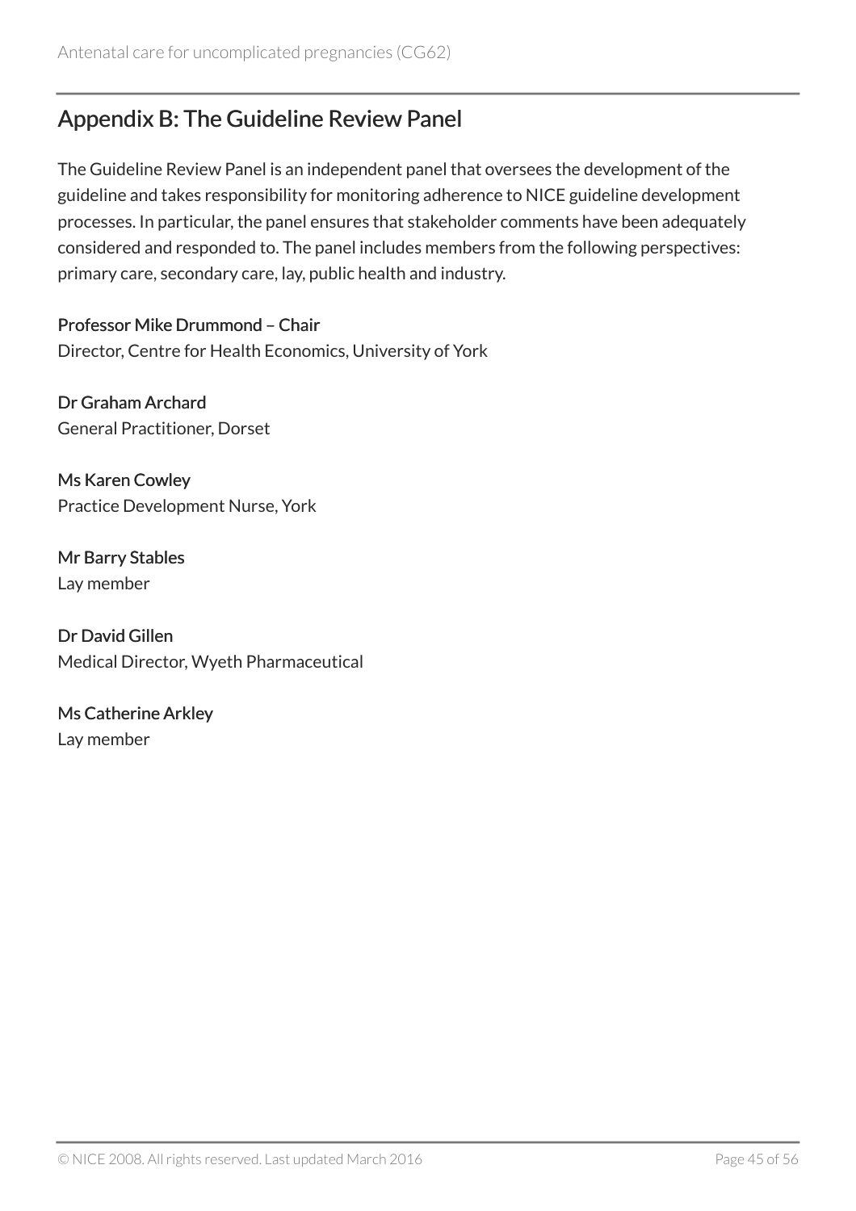## Appendix B: The Guideline Review Panel

The Guideline Review Panel is an independent panel that oversees the development of the guideline and takes responsibility for monitoring adherence to NICE guideline development processes. In particular, the panel ensures that stakeholder comments have been adequately considered and responded to. The panel includes members from the following perspectives: primary care, secondary care, lay, public health and industry.

Professor Mike Drummond – Chair
Director, Centre for Health Economics, University of York

Dr Graham Archard
General Practitioner, Dorset

Ms Karen Cowley
Practice Development Nurse, York

Mr Barry Stables
Lay member

Dr David Gillen
Medical Director, Wyeth Pharmaceutical

Ms Catherine Arkley
Lay member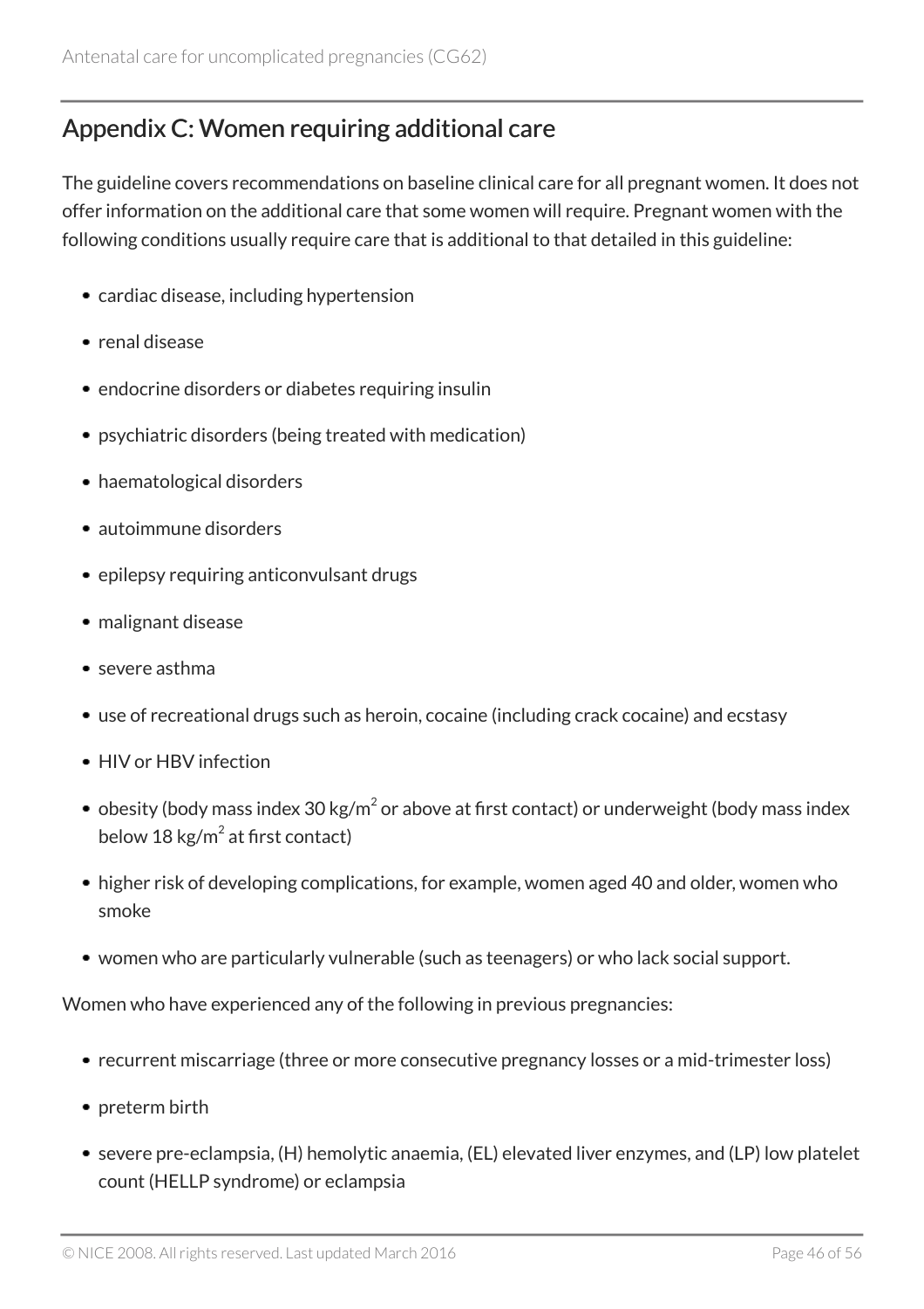## Appendix C: Women requiring additional care

The guideline covers recommendations on baseline clinical care for all pregnant women. It does not offer information on the additional care that some women will require. Pregnant women with the following conditions usually require care that is additional to that detailed in this guideline:

- cardiac disease, including hypertension
- renal disease
- endocrine disorders or diabetes requiring insulin
- psychiatric disorders (being treated with medication)
- haematological disorders
- autoimmune disorders
- epilepsy requiring anticonvulsant drugs
- malignant disease
- severe asthma
- use of recreational drugs such as heroin, cocaine (including crack cocaine) and ecstasy
- HIV or HBV infection
- obesity (body mass index 30 $kg/m^2$ or above at first contact) or underweight (body mass index below 18 $kg/m^2$ at first contact)
- higher risk of developing complications, for example, women aged 40 and older, women who smoke
- women who are particularly vulnerable (such as teenagers) or who lack social support.

Women who have experienced any of the following in previous pregnancies:

- recurrent miscarriage (three or more consecutive pregnancy losses or a mid-trimester loss)
- preterm birth
- severe pre-eclampsia, (H) hemolytic anaemia, (EL) elevated liver enzymes, and (LP) low platelet count (HELLP syndrome) or eclampsia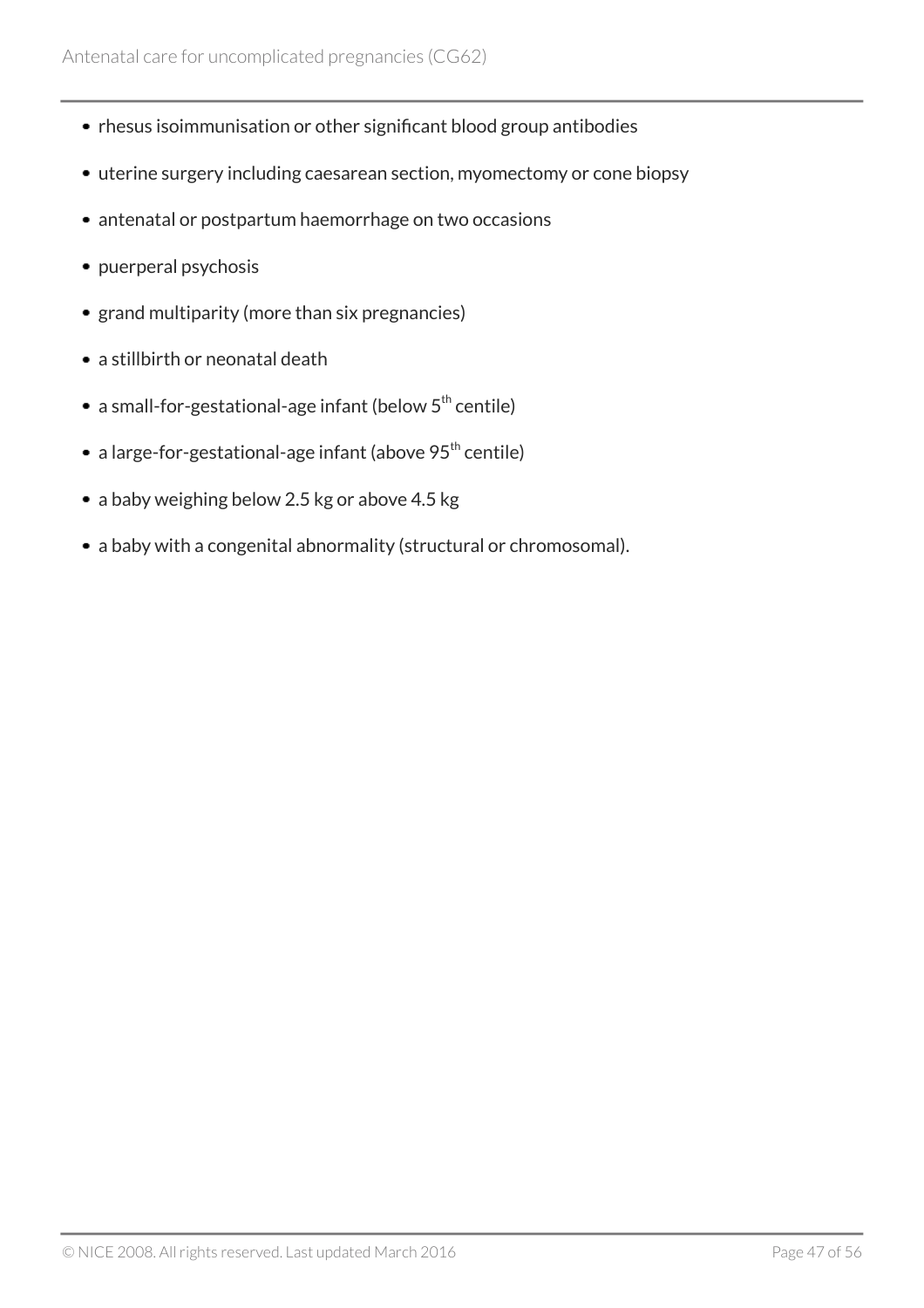- rhesus isoimmunisation or other significant blood group antibodies
- uterine surgery including caesarean section, myomectomy or cone biopsy
- antenatal or postpartum haemorrhage on two occasions
- puerperal psychosis
- grand multiparity (more than six pregnancies)
- a stillbirth or neonatal death
- a small-for-gestational-age infant (below $5^{th}$ centile)
- a large-for-gestational-age infant (above $95^{th}$ centile)
- a baby weighing below 2.5 kg or above 4.5 kg
- a baby with a congenital abnormality (structural or chromosomal).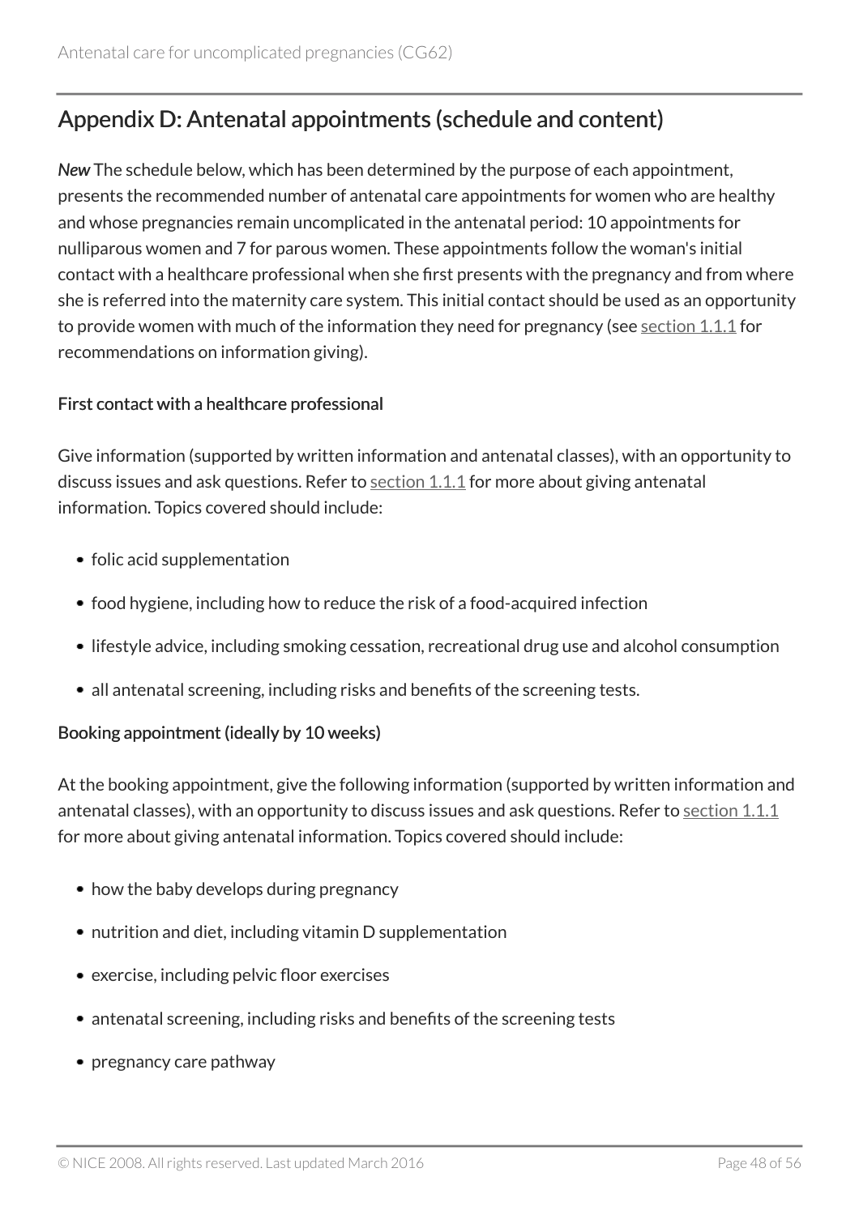## Appendix D: Antenatal appointments (schedule and content)

*New* The schedule below, which has been determined by the purpose of each appointment, presents the recommended number of antenatal care appointments for women who are healthy and whose pregnancies remain uncomplicated in the antenatal period: 10 appointments for nulliparous women and 7 for parous women. These appointments follow the woman's initial contact with a healthcare professional when she first presents with the pregnancy and from where she is referred into the maternity care system. This initial contact should be used as an opportunity to provide women with much of the information they need for pregnancy (see section 1.1.1 for recommendations on information giving).

### First contact with a healthcare professional

Give information (supported by written information and antenatal classes), with an opportunity to discuss issues and ask questions. Refer to section 1.1.1 for more about giving antenatal information. Topics covered should include:

- folic acid supplementation
- food hygiene, including how to reduce the risk of a food-acquired infection
- lifestyle advice, including smoking cessation, recreational drug use and alcohol consumption
- all antenatal screening, including risks and benefits of the screening tests.

### Booking appointment (ideally by 10 weeks)

At the booking appointment, give the following information (supported by written information and antenatal classes), with an opportunity to discuss issues and ask questions. Refer to section 1.1.1 for more about giving antenatal information. Topics covered should include:

- how the baby develops during pregnancy
- nutrition and diet, including vitamin D supplementation
- exercise, including pelvic floor exercises
- antenatal screening, including risks and benefits of the screening tests
- pregnancy care pathway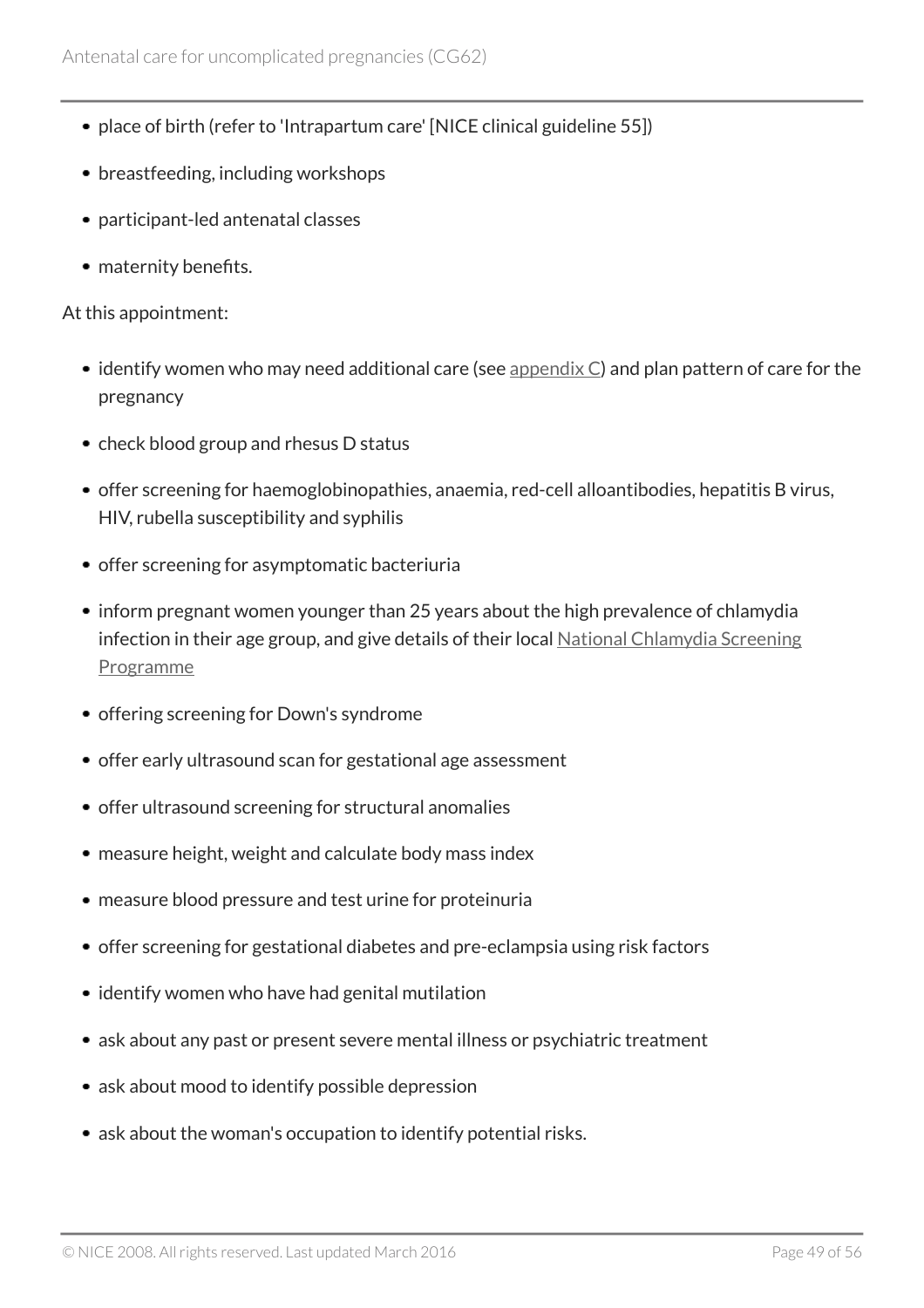- place of birth (refer to 'Intrapartum care' [NICE clinical guideline 55])
- breastfeeding, including workshops
- participant-led antenatal classes
- maternity benefits.

At this appointment:

- identify women who may need additional care (see appendix C) and plan pattern of care for the pregnancy
- check blood group and rhesus D status
- offer screening for haemoglobinopathies, anaemia, red-cell alloantibodies, hepatitis B virus, HIV, rubella susceptibility and syphilis
- offer screening for asymptomatic bacteriuria
- inform pregnant women younger than 25 years about the high prevalence of chlamydia infection in their age group, and give details of their local National Chlamydia Screening Programme
- offering screening for Down's syndrome
- offer early ultrasound scan for gestational age assessment
- offer ultrasound screening for structural anomalies
- measure height, weight and calculate body mass index
- measure blood pressure and test urine for proteinuria
- offer screening for gestational diabetes and pre-eclampsia using risk factors
- identify women who have had genital mutilation
- ask about any past or present severe mental illness or psychiatric treatment
- ask about mood to identify possible depression
- ask about the woman's occupation to identify potential risks.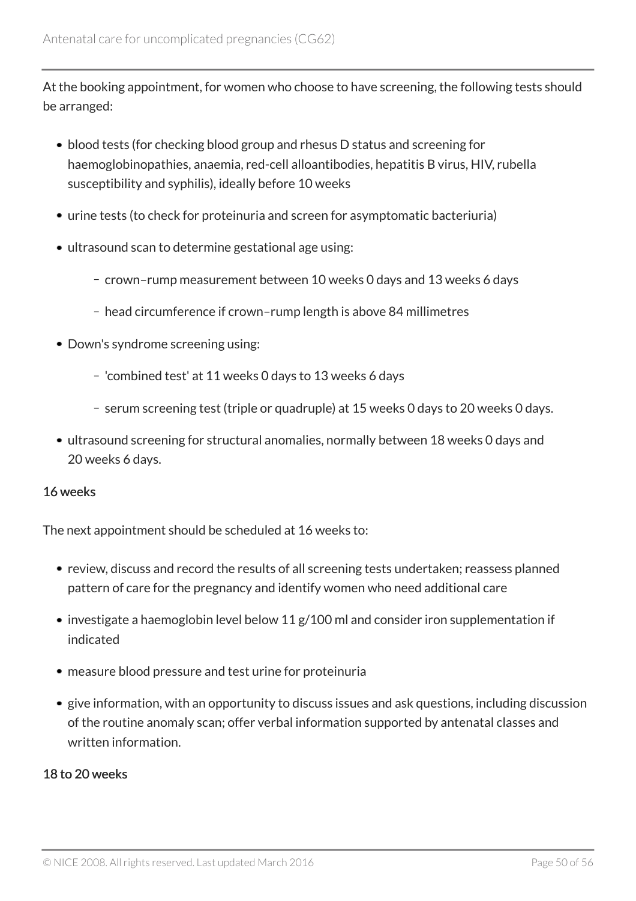At the booking appointment, for women who choose to have screening, the following tests should be arranged:

- blood tests (for checking blood group and rhesus D status and screening for haemoglobinopathies, anaemia, red-cell alloantibodies, hepatitis B virus, HIV, rubella susceptibility and syphilis), ideally before 10 weeks
- urine tests (to check for proteinuria and screen for asymptomatic bacteriuria)
- ultrasound scan to determine gestational age using:
    - crown–rump measurement between 10 weeks 0 days and 13 weeks 6 days
    - head circumference if crown–rump length is above 84 millimetres
- Down's syndrome screening using:
    - 'combined test' at 11 weeks 0 days to 13 weeks 6 days
    - serum screening test (triple or quadruple) at 15 weeks 0 days to 20 weeks 0 days.
- ultrasound screening for structural anomalies, normally between 18 weeks 0 days and 20 weeks 6 days.

#### 16 weeks

The next appointment should be scheduled at 16 weeks to:

- review, discuss and record the results of all screening tests undertaken; reassess planned pattern of care for the pregnancy and identify women who need additional care
- investigate a haemoglobin level below 11 g/100 ml and consider iron supplementation if indicated
- measure blood pressure and test urine for proteinuria
- give information, with an opportunity to discuss issues and ask questions, including discussion of the routine anomaly scan; offer verbal information supported by antenatal classes and written information.

#### 18 to 20 weeks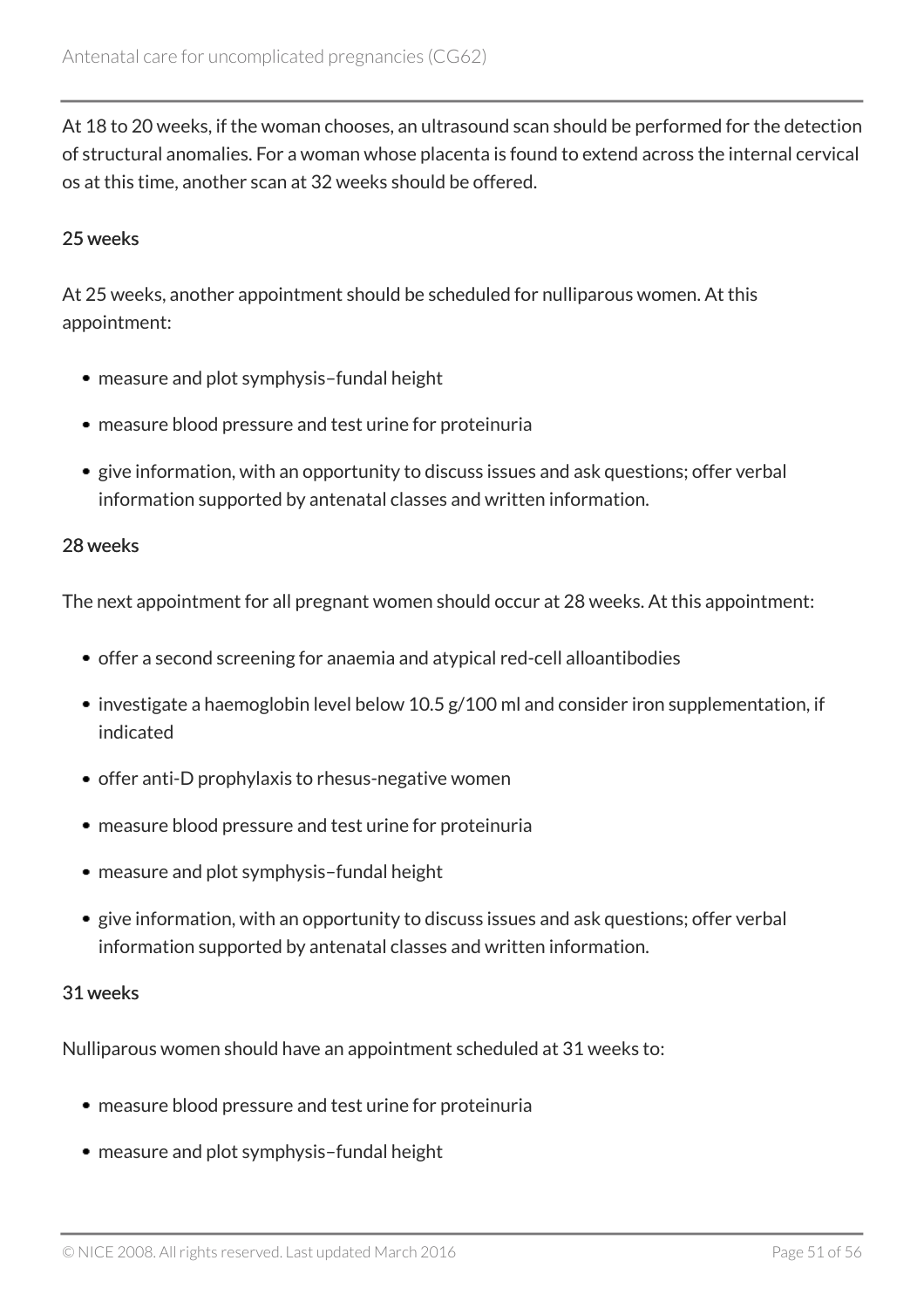At 18 to 20 weeks, if the woman chooses, an ultrasound scan should be performed for the detection of structural anomalies. For a woman whose placenta is found to extend across the internal cervical os at this time, another scan at 32 weeks should be offered.

### 25 weeks

At 25 weeks, another appointment should be scheduled for nulliparous women. At this appointment:

- measure and plot symphysis–fundal height
- measure blood pressure and test urine for proteinuria
- give information, with an opportunity to discuss issues and ask questions; offer verbal information supported by antenatal classes and written information.

### 28 weeks

The next appointment for all pregnant women should occur at 28 weeks. At this appointment:

- offer a second screening for anaemia and atypical red-cell alloantibodies
- investigate a haemoglobin level below 10.5 g/100 ml and consider iron supplementation, if indicated
- offer anti-D prophylaxis to rhesus-negative women
- measure blood pressure and test urine for proteinuria
- measure and plot symphysis–fundal height
- give information, with an opportunity to discuss issues and ask questions; offer verbal information supported by antenatal classes and written information.

### 31 weeks

Nulliparous women should have an appointment scheduled at 31 weeks to:

- measure blood pressure and test urine for proteinuria
- measure and plot symphysis–fundal height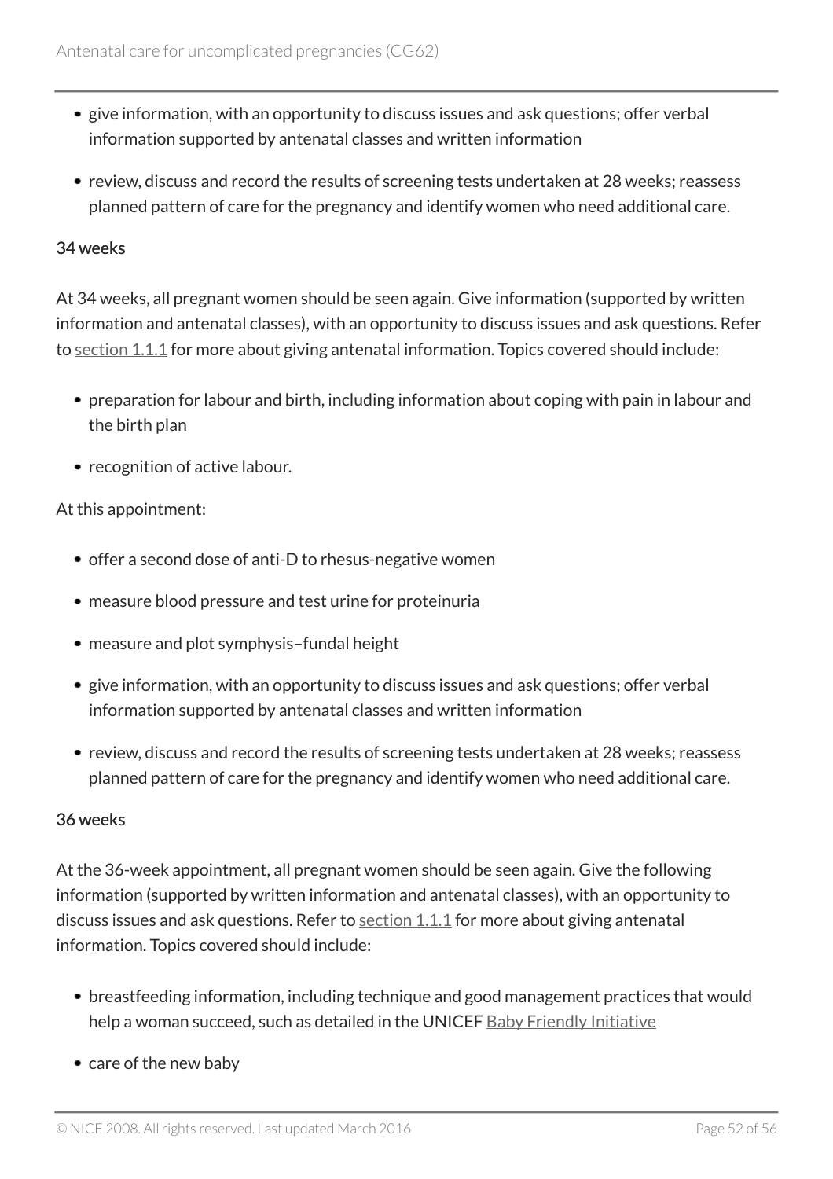- give information, with an opportunity to discuss issues and ask questions; offer verbal information supported by antenatal classes and written information
- review, discuss and record the results of screening tests undertaken at 28 weeks; reassess planned pattern of care for the pregnancy and identify women who need additional care.

#### 34 weeks

At 34 weeks, all pregnant women should be seen again. Give information (supported by written information and antenatal classes), with an opportunity to discuss issues and ask questions. Refer to section 1.1.1 for more about giving antenatal information. Topics covered should include:

- preparation for labour and birth, including information about coping with pain in labour and the birth plan
- recognition of active labour.

At this appointment:

- offer a second dose of anti-D to rhesus-negative women
- measure blood pressure and test urine for proteinuria
- measure and plot symphysis–fundal height
- give information, with an opportunity to discuss issues and ask questions; offer verbal information supported by antenatal classes and written information
- review, discuss and record the results of screening tests undertaken at 28 weeks; reassess planned pattern of care for the pregnancy and identify women who need additional care.

#### 36 weeks

At the 36-week appointment, all pregnant women should be seen again. Give the following information (supported by written information and antenatal classes), with an opportunity to discuss issues and ask questions. Refer to section 1.1.1 for more about giving antenatal information. Topics covered should include:

- breastfeeding information, including technique and good management practices that would help a woman succeed, such as detailed in the UNICEF Baby Friendly Initiative
- care of the new baby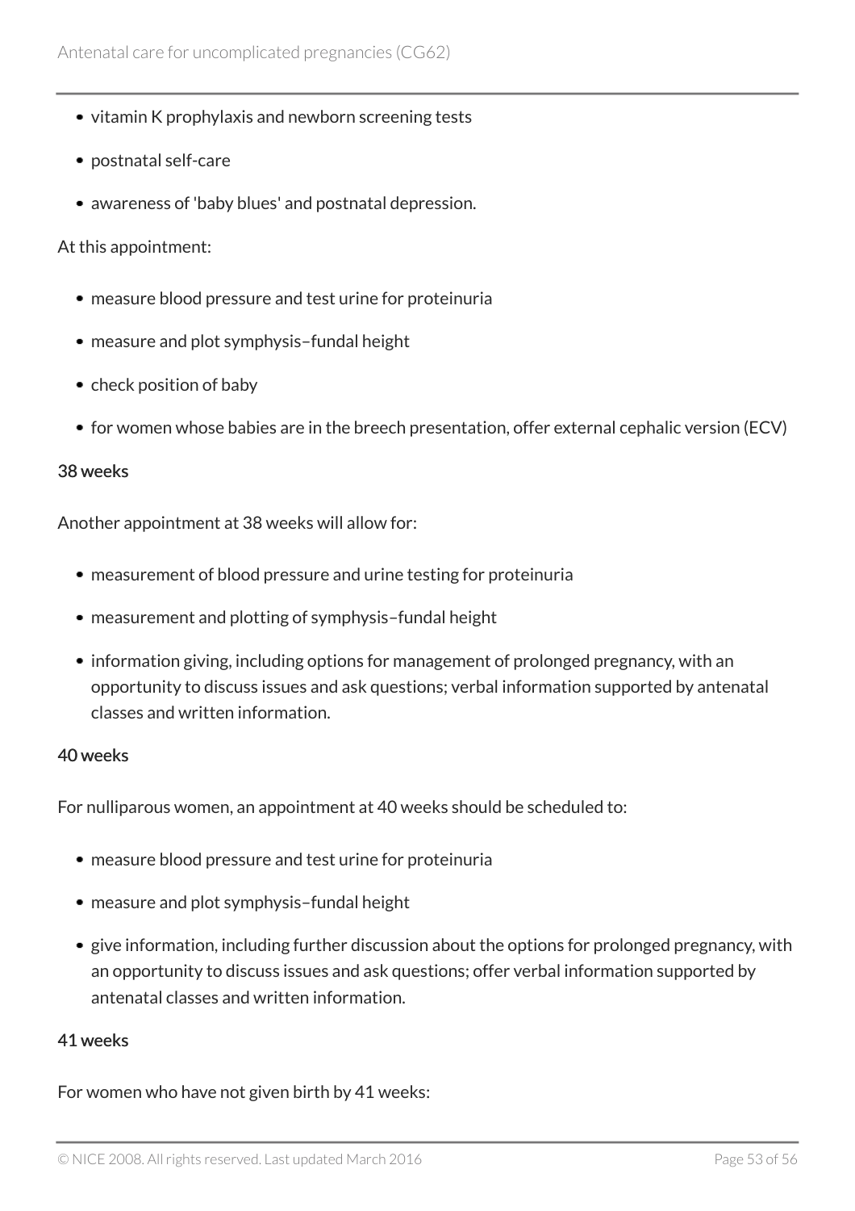- vitamin K prophylaxis and newborn screening tests
- postnatal self-care
- awareness of 'baby blues' and postnatal depression.

At this appointment:

- measure blood pressure and test urine for proteinuria
- measure and plot symphysis–fundal height
- check position of baby
- for women whose babies are in the breech presentation, offer external cephalic version (ECV)

#### 38 weeks

Another appointment at 38 weeks will allow for:

- measurement of blood pressure and urine testing for proteinuria
- measurement and plotting of symphysis–fundal height
- information giving, including options for management of prolonged pregnancy, with an opportunity to discuss issues and ask questions; verbal information supported by antenatal classes and written information.

#### 40 weeks

For nulliparous women, an appointment at 40 weeks should be scheduled to:

- measure blood pressure and test urine for proteinuria
- measure and plot symphysis–fundal height
- give information, including further discussion about the options for prolonged pregnancy, with an opportunity to discuss issues and ask questions; offer verbal information supported by antenatal classes and written information.

#### 41 weeks

For women who have not given birth by 41 weeks: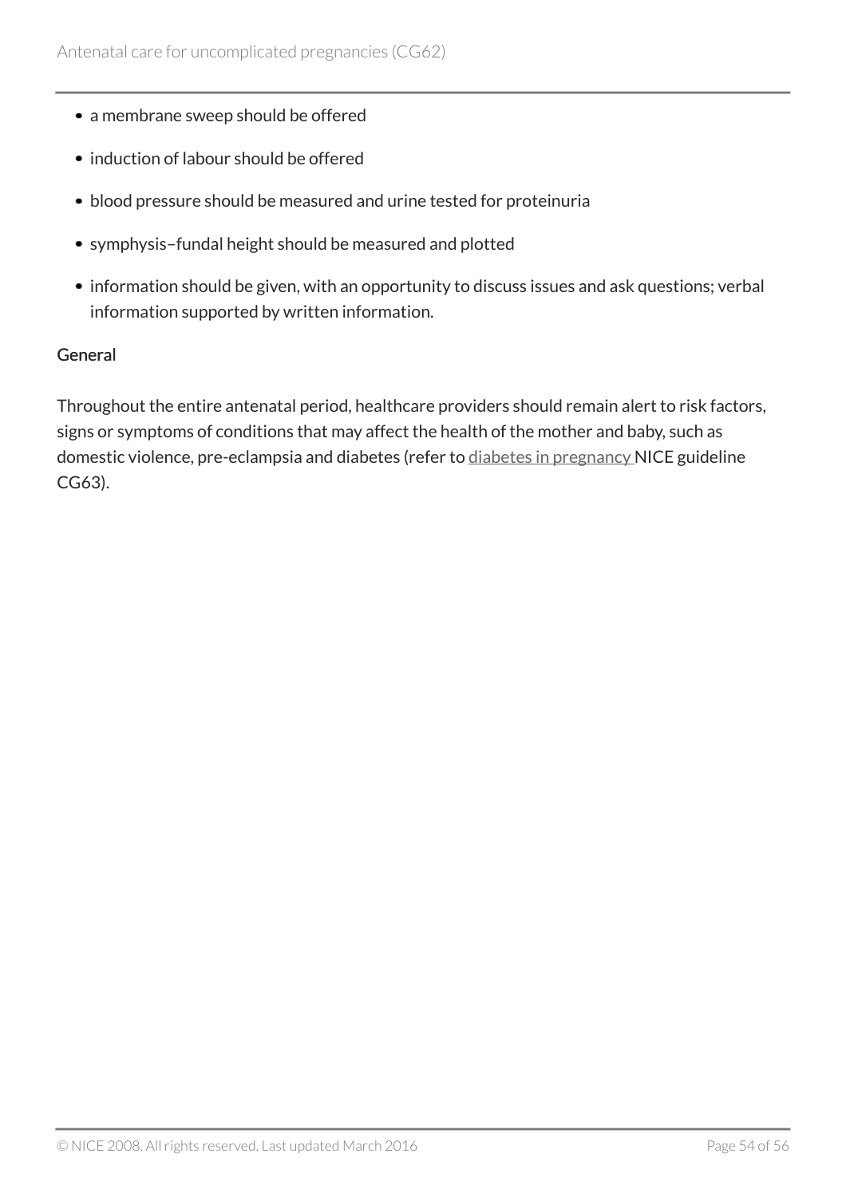- a membrane sweep should be offered
- induction of labour should be offered
- blood pressure should be measured and urine tested for proteinuria
- symphysis–fundal height should be measured and plotted
- information should be given, with an opportunity to discuss issues and ask questions; verbal information supported by written information.

### General

Throughout the entire antenatal period, healthcare providers should remain alert to risk factors, signs or symptoms of conditions that may affect the health of the mother and baby, such as domestic violence, pre-eclampsia and diabetes (refer to diabetes in pregnancy NICE guideline CG63).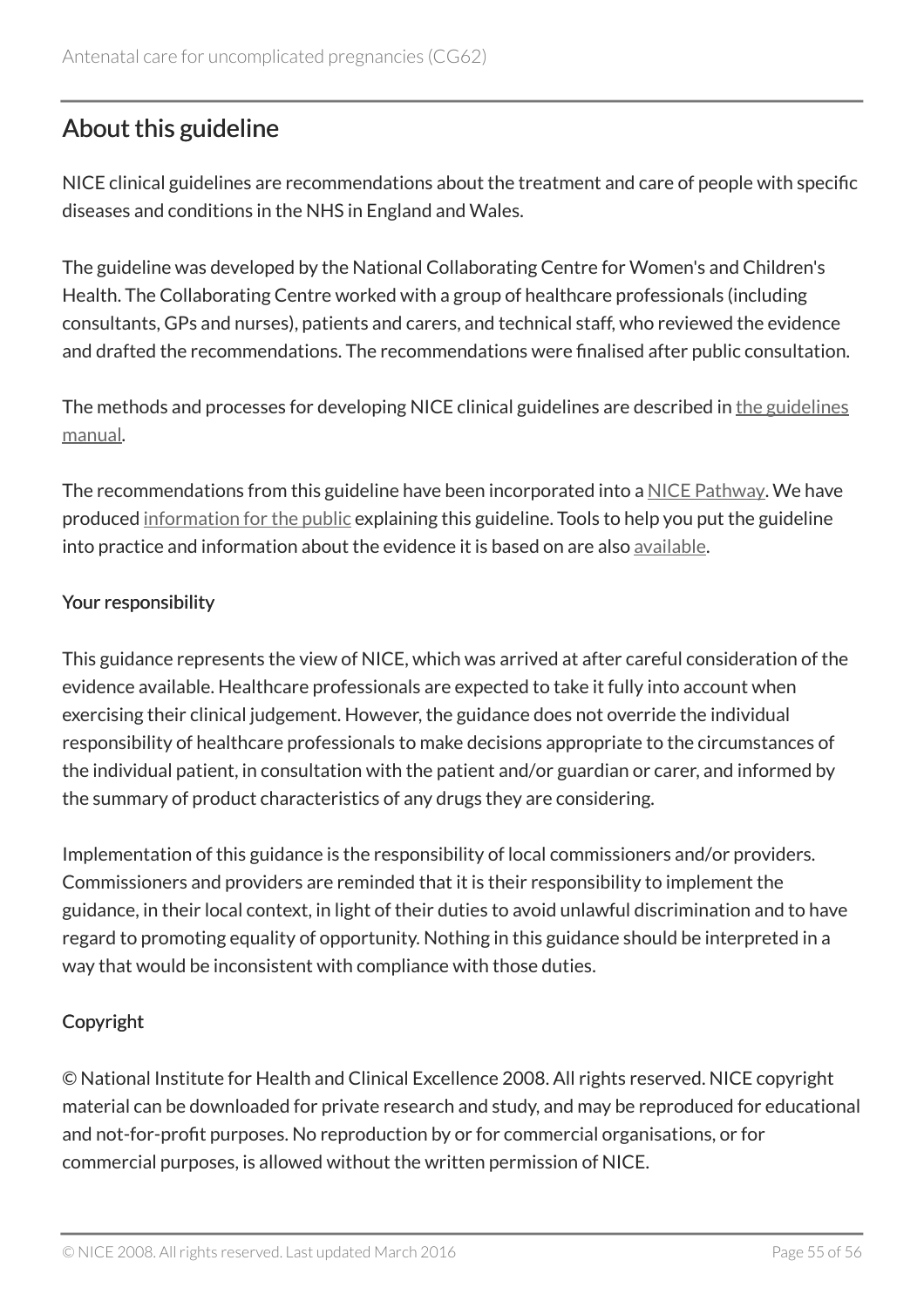## About this guideline

NICE clinical guidelines are recommendations about the treatment and care of people with specific diseases and conditions in the NHS in England and Wales.

The guideline was developed by the National Collaborating Centre for Women's and Children's Health. The Collaborating Centre worked with a group of healthcare professionals (including consultants, GPs and nurses), patients and carers, and technical staff, who reviewed the evidence and drafted the recommendations. The recommendations were finalised after public consultation.

The methods and processes for developing NICE clinical guidelines are described in the guidelines manual.

The recommendations from this guideline have been incorporated into a NICE Pathway. We have produced information for the public explaining this guideline. Tools to help you put the guideline into practice and information about the evidence it is based on are also available.

### Your responsibility

This guidance represents the view of NICE, which was arrived at after careful consideration of the evidence available. Healthcare professionals are expected to take it fully into account when exercising their clinical judgement. However, the guidance does not override the individual responsibility of healthcare professionals to make decisions appropriate to the circumstances of the individual patient, in consultation with the patient and/or guardian or carer, and informed by the summary of product characteristics of any drugs they are considering.

Implementation of this guidance is the responsibility of local commissioners and/or providers. Commissioners and providers are reminded that it is their responsibility to implement the guidance, in their local context, in light of their duties to avoid unlawful discrimination and to have regard to promoting equality of opportunity. Nothing in this guidance should be interpreted in a way that would be inconsistent with compliance with those duties.

### Copyright

© National Institute for Health and Clinical Excellence 2008. All rights reserved. NICE copyright material can be downloaded for private research and study, and may be reproduced for educational and not-for-profit purposes. No reproduction by or for commercial organisations, or for commercial purposes, is allowed without the written permission of NICE.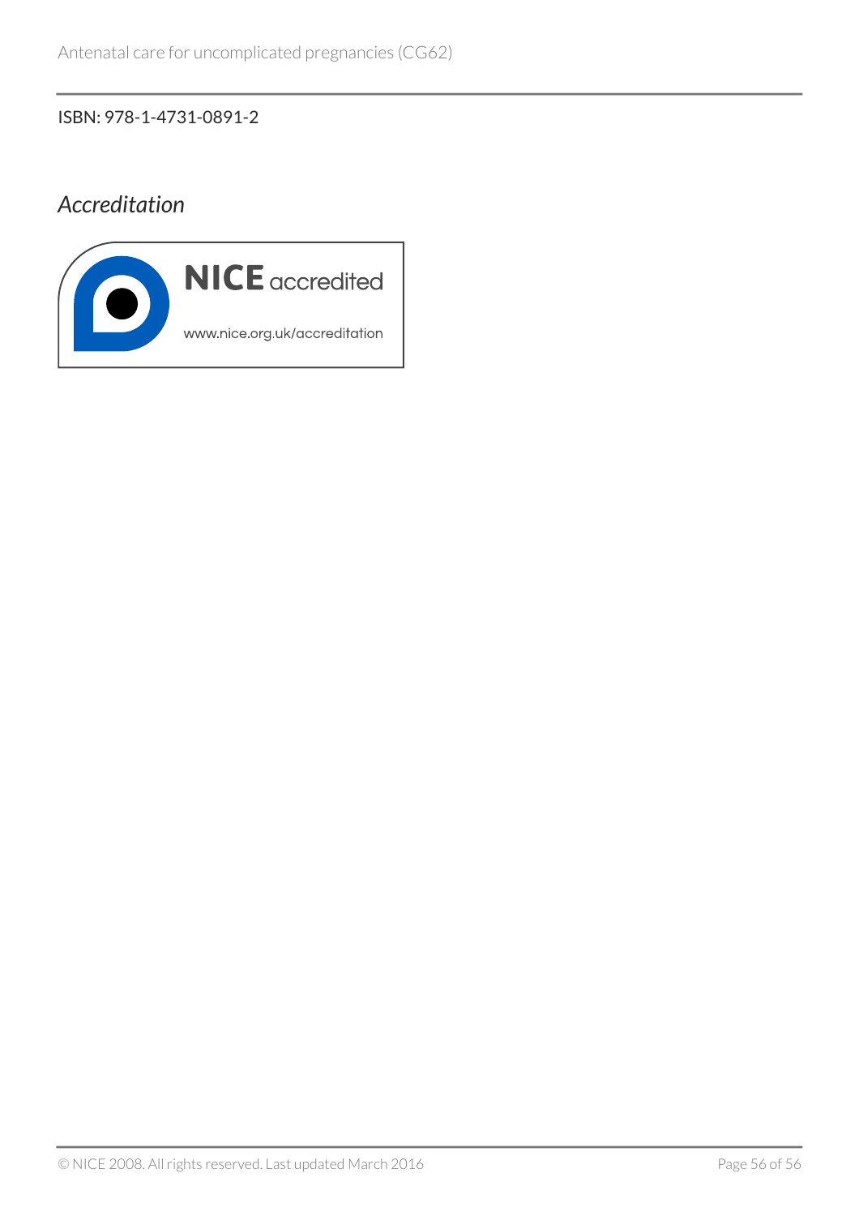ISBN: 978-1-4731-0891-2

*Accreditation*

NICE accredited

www.nice.org.uk/accreditation